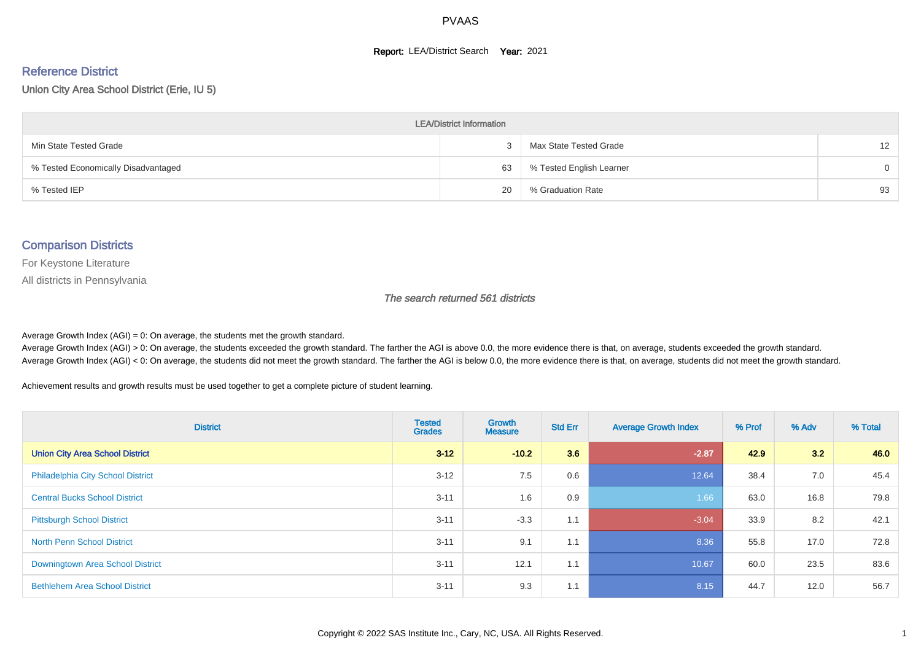# PVAAS

**Report:** LEA/District Search **Year:** 2021

## Reference District

Union City Area School District (Erie, IU 5)

| LEA/District Information | | | |
|---|---|---|---|
| Min State Tested Grade | 3 | Max State Tested Grade | 12 |
| % Tested Economically Disadvantaged | 63 | % Tested English Learner | 0 |
| % Tested IEP | 20 | % Graduation Rate | 93 |

## Comparison Districts

For Keystone Literature

All districts in Pennsylvania

*The search returned 561 districts*

Average Growth Index (AGI) = 0: On average, the students met the growth standard.
Average Growth Index (AGI) > 0: On average, the students exceeded the growth standard. The farther the AGI is above 0.0, the more evidence there is that, on average, students exceeded the growth standard.
Average Growth Index (AGI) < 0: On average, the students did not meet the growth standard. The farther the AGI is below 0.0, the more evidence there is that, on average, students did not meet the growth standard.

Achievement results and growth results must be used together to get a complete picture of student learning.

| District | Tested Grades | Growth Measure | Std Err | Average Growth Index | % Prof | % Adv | % Total |
|---|---|---|---|---|---|---|---|
| **Union City Area School District** | **3-12** | **-10.2** | **3.6** | **-2.87** | **42.9** | **3.2** | **46.0** |
| Philadelphia City School District | 3-12 | 7.5 | 0.6 | 12.64 | 38.4 | 7.0 | 45.4 |
| Central Bucks School District | 3-11 | 1.6 | 0.9 | 1.66 | 63.0 | 16.8 | 79.8 |
| Pittsburgh School District | 3-11 | -3.3 | 1.1 | -3.04 | 33.9 | 8.2 | 42.1 |
| North Penn School District | 3-11 | 9.1 | 1.1 | 8.36 | 55.8 | 17.0 | 72.8 |
| Downingtown Area School District | 3-11 | 12.1 | 1.1 | 10.67 | 60.0 | 23.5 | 83.6 |
| Bethlehem Area School District | 3-11 | 9.3 | 1.1 | 8.15 | 44.7 | 12.0 | 56.7 |

Copyright © 2022 SAS Institute Inc., Cary, NC, USA. All Rights Reserved.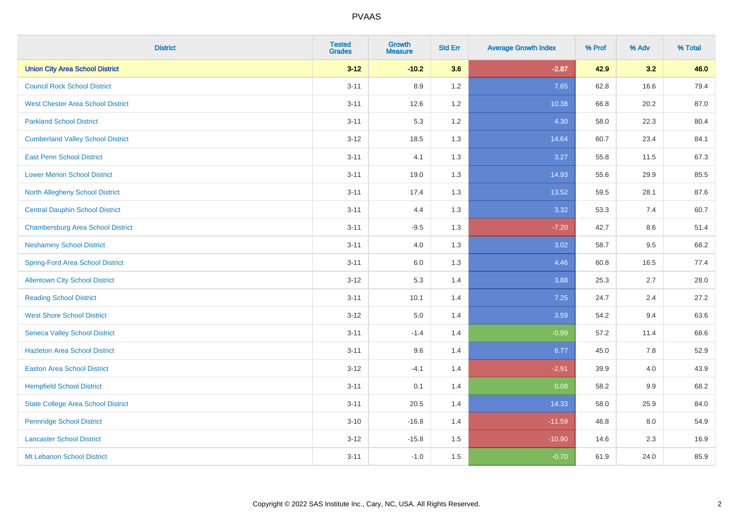# PVAAS

| District | Tested Grades | Growth Measure | Std Err | Average Growth Index | % Prof | % Adv | % Total |
|---|---|---|---|---|---|---|---|
| **Union City Area School District** | **3-12** | **-10.2** | **3.6** | **-2.87** | **42.9** | **3.2** | **46.0** |
| Council Rock School District | 3-11 | 8.9 | 1.2 | 7.65 | 62.8 | 16.6 | 79.4 |
| West Chester Area School District | 3-11 | 12.6 | 1.2 | 10.38 | 66.8 | 20.2 | 87.0 |
| Parkland School District | 3-11 | 5.3 | 1.2 | 4.30 | 58.0 | 22.3 | 80.4 |
| Cumberland Valley School District | 3-12 | 18.5 | 1.3 | 14.64 | 60.7 | 23.4 | 84.1 |
| East Penn School District | 3-11 | 4.1 | 1.3 | 3.27 | 55.8 | 11.5 | 67.3 |
| Lower Merion School District | 3-11 | 19.0 | 1.3 | 14.93 | 55.6 | 29.9 | 85.5 |
| North Allegheny School District | 3-11 | 17.4 | 1.3 | 13.52 | 59.5 | 28.1 | 87.6 |
| Central Dauphin School District | 3-11 | 4.4 | 1.3 | 3.32 | 53.3 | 7.4 | 60.7 |
| Chambersburg Area School District | 3-11 | -9.5 | 1.3 | -7.20 | 42.7 | 8.6 | 51.4 |
| Neshaminy School District | 3-11 | 4.0 | 1.3 | 3.02 | 58.7 | 9.5 | 68.2 |
| Spring-Ford Area School District | 3-11 | 6.0 | 1.3 | 4.46 | 60.8 | 16.5 | 77.4 |
| Allentown City School District | 3-12 | 5.3 | 1.4 | 3.88 | 25.3 | 2.7 | 28.0 |
| Reading School District | 3-11 | 10.1 | 1.4 | 7.25 | 24.7 | 2.4 | 27.2 |
| West Shore School District | 3-12 | 5.0 | 1.4 | 3.59 | 54.2 | 9.4 | 63.6 |
| Seneca Valley School District | 3-11 | -1.4 | 1.4 | -0.99 | 57.2 | 11.4 | 68.6 |
| Hazleton Area School District | 3-11 | 9.6 | 1.4 | 6.77 | 45.0 | 7.8 | 52.9 |
| Easton Area School District | 3-12 | -4.1 | 1.4 | -2.91 | 39.9 | 4.0 | 43.9 |
| Hempfield School District | 3-11 | 0.1 | 1.4 | 0.08 | 58.2 | 9.9 | 68.2 |
| State College Area School District | 3-11 | 20.5 | 1.4 | 14.33 | 58.0 | 25.9 | 84.0 |
| Pennridge School District | 3-10 | -16.8 | 1.4 | -11.59 | 46.8 | 8.0 | 54.9 |
| Lancaster School District | 3-12 | -15.8 | 1.5 | -10.90 | 14.6 | 2.3 | 16.9 |
| Mt Lebanon School District | 3-11 | -1.0 | 1.5 | -0.70 | 61.9 | 24.0 | 85.9 |

Copyright © 2022 SAS Institute Inc., Cary, NC, USA. All Rights Reserved.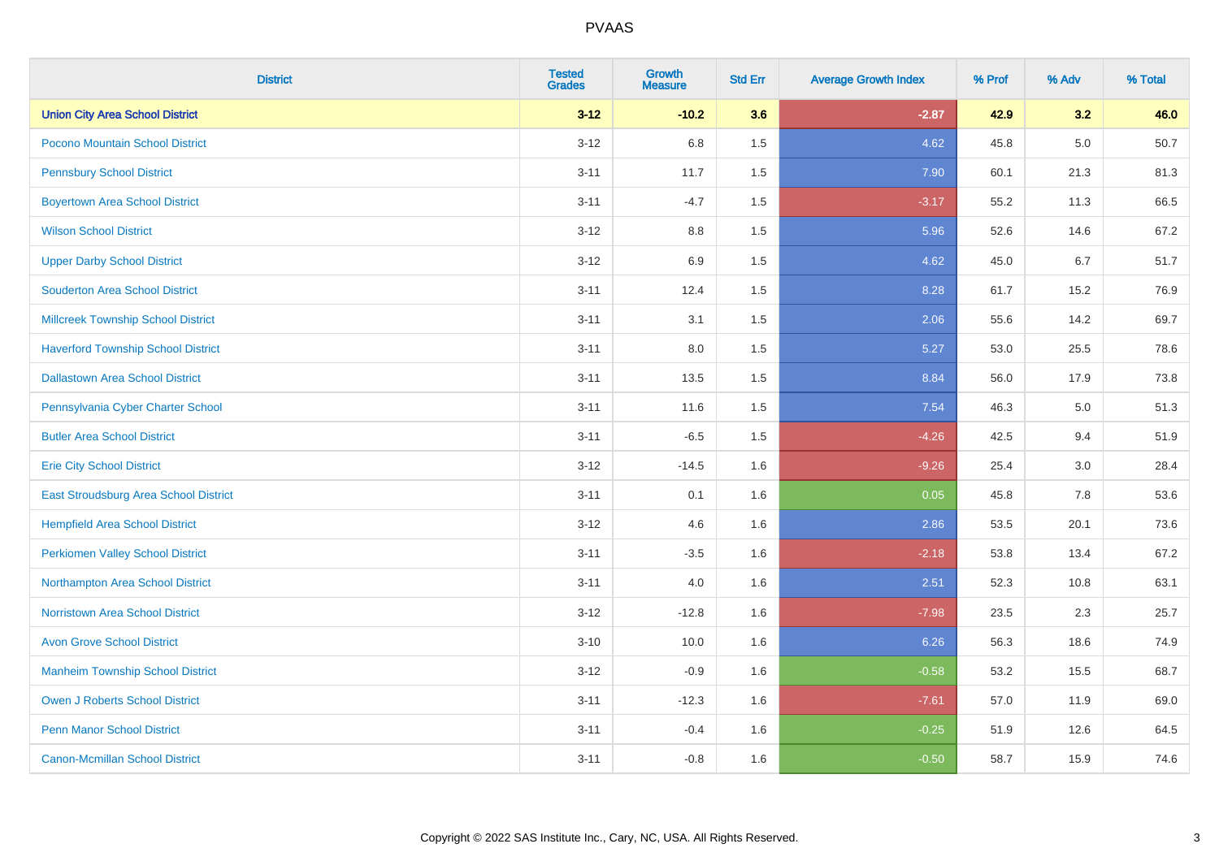| District | Tested Grades | Growth Measure | Std Err | Average Growth Index | % Prof | % Adv | % Total |
|---|---|---|---|---|---|---|---|
| **Union City Area School District** | **3-12** | **-10.2** | **3.6** | **-2.87** | **42.9** | **3.2** | **46.0** |
| Pocono Mountain School District | 3-12 | 6.8 | 1.5 | 4.62 | 45.8 | 5.0 | 50.7 |
| Pennsbury School District | 3-11 | 11.7 | 1.5 | 7.90 | 60.1 | 21.3 | 81.3 |
| Boyertown Area School District | 3-11 | -4.7 | 1.5 | -3.17 | 55.2 | 11.3 | 66.5 |
| Wilson School District | 3-12 | 8.8 | 1.5 | 5.96 | 52.6 | 14.6 | 67.2 |
| Upper Darby School District | 3-12 | 6.9 | 1.5 | 4.62 | 45.0 | 6.7 | 51.7 |
| Souderton Area School District | 3-11 | 12.4 | 1.5 | 8.28 | 61.7 | 15.2 | 76.9 |
| Millcreek Township School District | 3-11 | 3.1 | 1.5 | 2.06 | 55.6 | 14.2 | 69.7 |
| Haverford Township School District | 3-11 | 8.0 | 1.5 | 5.27 | 53.0 | 25.5 | 78.6 |
| Dallastown Area School District | 3-11 | 13.5 | 1.5 | 8.84 | 56.0 | 17.9 | 73.8 |
| Pennsylvania Cyber Charter School | 3-11 | 11.6 | 1.5 | 7.54 | 46.3 | 5.0 | 51.3 |
| Butler Area School District | 3-11 | -6.5 | 1.5 | -4.26 | 42.5 | 9.4 | 51.9 |
| Erie City School District | 3-12 | -14.5 | 1.6 | -9.26 | 25.4 | 3.0 | 28.4 |
| East Stroudsburg Area School District | 3-11 | 0.1 | 1.6 | 0.05 | 45.8 | 7.8 | 53.6 |
| Hempfield Area School District | 3-12 | 4.6 | 1.6 | 2.86 | 53.5 | 20.1 | 73.6 |
| Perkiomen Valley School District | 3-11 | -3.5 | 1.6 | -2.18 | 53.8 | 13.4 | 67.2 |
| Northampton Area School District | 3-11 | 4.0 | 1.6 | 2.51 | 52.3 | 10.8 | 63.1 |
| Norristown Area School District | 3-12 | -12.8 | 1.6 | -7.98 | 23.5 | 2.3 | 25.7 |
| Avon Grove School District | 3-10 | 10.0 | 1.6 | 6.26 | 56.3 | 18.6 | 74.9 |
| Manheim Township School District | 3-12 | -0.9 | 1.6 | -0.58 | 53.2 | 15.5 | 68.7 |
| Owen J Roberts School District | 3-11 | -12.3 | 1.6 | -7.61 | 57.0 | 11.9 | 69.0 |
| Penn Manor School District | 3-11 | -0.4 | 1.6 | -0.25 | 51.9 | 12.6 | 64.5 |
| Canon-Mcmillan School District | 3-11 | -0.8 | 1.6 | -0.50 | 58.7 | 15.9 | 74.6 |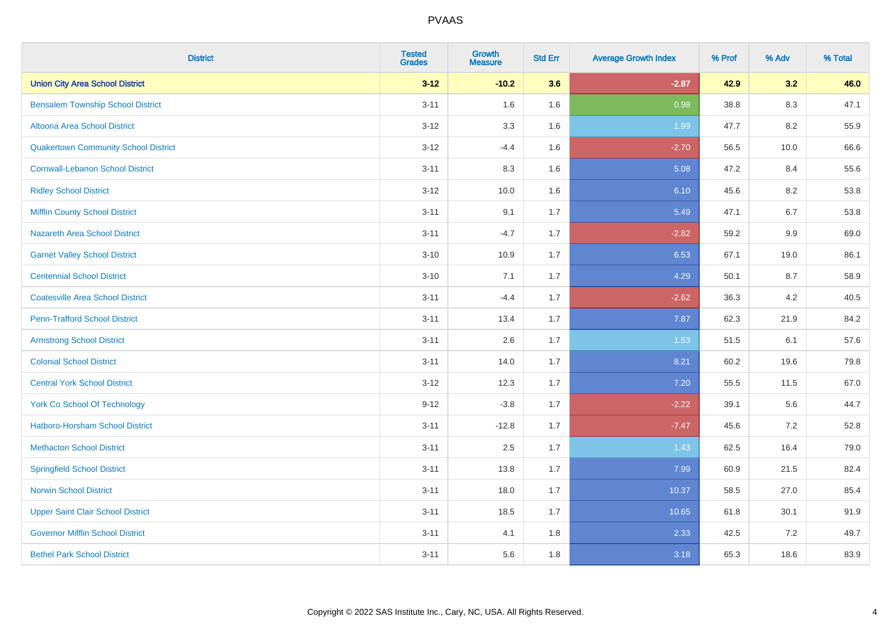| District | Tested Grades | Growth Measure | Std Err | Average Growth Index | % Prof | % Adv | % Total |
|---|---|---|---|---|---|---|---|
| **Union City Area School District** | **3-12** | **-10.2** | **3.6** | **-2.87** | **42.9** | **3.2** | **46.0** |
| Bensalem Township School District | 3-11 | 1.6 | 1.6 | 0.98 | 38.8 | 8.3 | 47.1 |
| Altoona Area School District | 3-12 | 3.3 | 1.6 | 1.99 | 47.7 | 8.2 | 55.9 |
| Quakertown Community School District | 3-12 | -4.4 | 1.6 | -2.70 | 56.5 | 10.0 | 66.6 |
| Cornwall-Lebanon School District | 3-11 | 8.3 | 1.6 | 5.08 | 47.2 | 8.4 | 55.6 |
| Ridley School District | 3-12 | 10.0 | 1.6 | 6.10 | 45.6 | 8.2 | 53.8 |
| Mifflin County School District | 3-11 | 9.1 | 1.7 | 5.49 | 47.1 | 6.7 | 53.8 |
| Nazareth Area School District | 3-11 | -4.7 | 1.7 | -2.82 | 59.2 | 9.9 | 69.0 |
| Garnet Valley School District | 3-10 | 10.9 | 1.7 | 6.53 | 67.1 | 19.0 | 86.1 |
| Centennial School District | 3-10 | 7.1 | 1.7 | 4.29 | 50.1 | 8.7 | 58.9 |
| Coatesville Area School District | 3-11 | -4.4 | 1.7 | -2.62 | 36.3 | 4.2 | 40.5 |
| Penn-Trafford School District | 3-11 | 13.4 | 1.7 | 7.87 | 62.3 | 21.9 | 84.2 |
| Armstrong School District | 3-11 | 2.6 | 1.7 | 1.53 | 51.5 | 6.1 | 57.6 |
| Colonial School District | 3-11 | 14.0 | 1.7 | 8.21 | 60.2 | 19.6 | 79.8 |
| Central York School District | 3-12 | 12.3 | 1.7 | 7.20 | 55.5 | 11.5 | 67.0 |
| York Co School Of Technology | 9-12 | -3.8 | 1.7 | -2.22 | 39.1 | 5.6 | 44.7 |
| Hatboro-Horsham School District | 3-11 | -12.8 | 1.7 | -7.47 | 45.6 | 7.2 | 52.8 |
| Methacton School District | 3-11 | 2.5 | 1.7 | 1.43 | 62.5 | 16.4 | 79.0 |
| Springfield School District | 3-11 | 13.8 | 1.7 | 7.99 | 60.9 | 21.5 | 82.4 |
| Norwin School District | 3-11 | 18.0 | 1.7 | 10.37 | 58.5 | 27.0 | 85.4 |
| Upper Saint Clair School District | 3-11 | 18.5 | 1.7 | 10.65 | 61.8 | 30.1 | 91.9 |
| Governor Mifflin School District | 3-11 | 4.1 | 1.8 | 2.33 | 42.5 | 7.2 | 49.7 |
| Bethel Park School District | 3-11 | 5.6 | 1.8 | 3.18 | 65.3 | 18.6 | 83.9 |

Copyright © 2022 SAS Institute Inc., Cary, NC, USA. All Rights Reserved.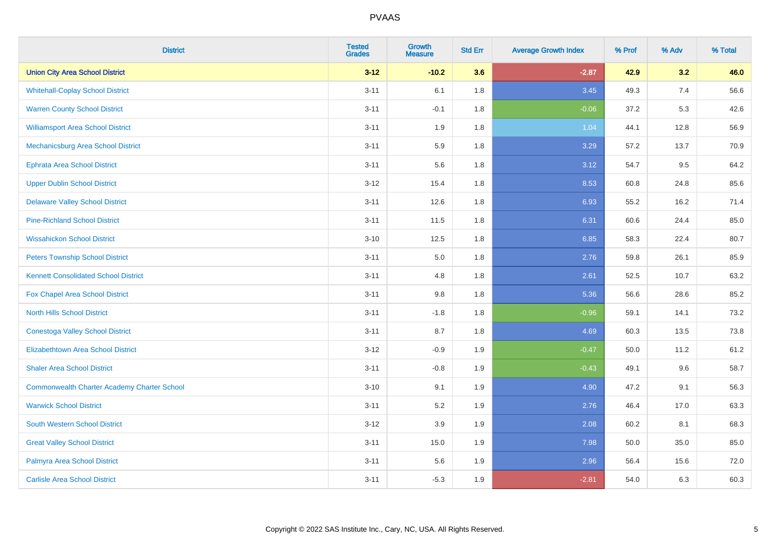# PVAAS

| District | Tested Grades | Growth Measure | Std Err | Average Growth Index | % Prof | % Adv | % Total |
|---|---|---|---|---|---|---|---|
| **Union City Area School District** | **3-12** | **-10.2** | **3.6** | **-2.87** | **42.9** | **3.2** | **46.0** |
| Whitehall-Coplay School District | 3-11 | 6.1 | 1.8 | 3.45 | 49.3 | 7.4 | 56.6 |
| Warren County School District | 3-11 | -0.1 | 1.8 | -0.06 | 37.2 | 5.3 | 42.6 |
| Williamsport Area School District | 3-11 | 1.9 | 1.8 | 1.04 | 44.1 | 12.8 | 56.9 |
| Mechanicsburg Area School District | 3-11 | 5.9 | 1.8 | 3.29 | 57.2 | 13.7 | 70.9 |
| Ephrata Area School District | 3-11 | 5.6 | 1.8 | 3.12 | 54.7 | 9.5 | 64.2 |
| Upper Dublin School District | 3-12 | 15.4 | 1.8 | 8.53 | 60.8 | 24.8 | 85.6 |
| Delaware Valley School District | 3-11 | 12.6 | 1.8 | 6.93 | 55.2 | 16.2 | 71.4 |
| Pine-Richland School District | 3-11 | 11.5 | 1.8 | 6.31 | 60.6 | 24.4 | 85.0 |
| Wissahickon School District | 3-10 | 12.5 | 1.8 | 6.85 | 58.3 | 22.4 | 80.7 |
| Peters Township School District | 3-11 | 5.0 | 1.8 | 2.76 | 59.8 | 26.1 | 85.9 |
| Kennett Consolidated School District | 3-11 | 4.8 | 1.8 | 2.61 | 52.5 | 10.7 | 63.2 |
| Fox Chapel Area School District | 3-11 | 9.8 | 1.8 | 5.36 | 56.6 | 28.6 | 85.2 |
| North Hills School District | 3-11 | -1.8 | 1.8 | -0.96 | 59.1 | 14.1 | 73.2 |
| Conestoga Valley School District | 3-11 | 8.7 | 1.8 | 4.69 | 60.3 | 13.5 | 73.8 |
| Elizabethtown Area School District | 3-12 | -0.9 | 1.9 | -0.47 | 50.0 | 11.2 | 61.2 |
| Shaler Area School District | 3-11 | -0.8 | 1.9 | -0.43 | 49.1 | 9.6 | 58.7 |
| Commonwealth Charter Academy Charter School | 3-10 | 9.1 | 1.9 | 4.90 | 47.2 | 9.1 | 56.3 |
| Warwick School District | 3-11 | 5.2 | 1.9 | 2.76 | 46.4 | 17.0 | 63.3 |
| South Western School District | 3-12 | 3.9 | 1.9 | 2.08 | 60.2 | 8.1 | 68.3 |
| Great Valley School District | 3-11 | 15.0 | 1.9 | 7.98 | 50.0 | 35.0 | 85.0 |
| Palmyra Area School District | 3-11 | 5.6 | 1.9 | 2.96 | 56.4 | 15.6 | 72.0 |
| Carlisle Area School District | 3-11 | -5.3 | 1.9 | -2.81 | 54.0 | 6.3 | 60.3 |

Copyright © 2022 SAS Institute Inc., Cary, NC, USA. All Rights Reserved.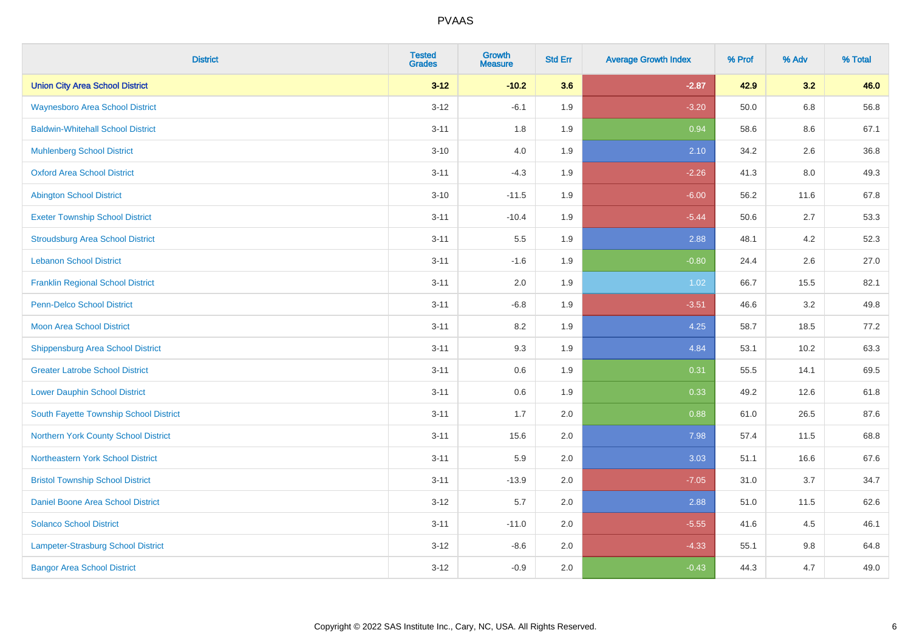| District | Tested Grades | Growth Measure | Std Err | Average Growth Index | % Prof | % Adv | % Total |
|---|---|---|---|---|---|---|---|
| **Union City Area School District** | **3-12** | **-10.2** | **3.6** | **-2.87** | **42.9** | **3.2** | **46.0** |
| Waynesboro Area School District | 3-12 | -6.1 | 1.9 | -3.20 | 50.0 | 6.8 | 56.8 |
| Baldwin-Whitehall School District | 3-11 | 1.8 | 1.9 | 0.94 | 58.6 | 8.6 | 67.1 |
| Muhlenberg School District | 3-10 | 4.0 | 1.9 | 2.10 | 34.2 | 2.6 | 36.8 |
| Oxford Area School District | 3-11 | -4.3 | 1.9 | -2.26 | 41.3 | 8.0 | 49.3 |
| Abington School District | 3-10 | -11.5 | 1.9 | -6.00 | 56.2 | 11.6 | 67.8 |
| Exeter Township School District | 3-11 | -10.4 | 1.9 | -5.44 | 50.6 | 2.7 | 53.3 |
| Stroudsburg Area School District | 3-11 | 5.5 | 1.9 | 2.88 | 48.1 | 4.2 | 52.3 |
| Lebanon School District | 3-11 | -1.6 | 1.9 | -0.80 | 24.4 | 2.6 | 27.0 |
| Franklin Regional School District | 3-11 | 2.0 | 1.9 | 1.02 | 66.7 | 15.5 | 82.1 |
| Penn-Delco School District | 3-11 | -6.8 | 1.9 | -3.51 | 46.6 | 3.2 | 49.8 |
| Moon Area School District | 3-11 | 8.2 | 1.9 | 4.25 | 58.7 | 18.5 | 77.2 |
| Shippensburg Area School District | 3-11 | 9.3 | 1.9 | 4.84 | 53.1 | 10.2 | 63.3 |
| Greater Latrobe School District | 3-11 | 0.6 | 1.9 | 0.31 | 55.5 | 14.1 | 69.5 |
| Lower Dauphin School District | 3-11 | 0.6 | 1.9 | 0.33 | 49.2 | 12.6 | 61.8 |
| South Fayette Township School District | 3-11 | 1.7 | 2.0 | 0.88 | 61.0 | 26.5 | 87.6 |
| Northern York County School District | 3-11 | 15.6 | 2.0 | 7.98 | 57.4 | 11.5 | 68.8 |
| Northeastern York School District | 3-11 | 5.9 | 2.0 | 3.03 | 51.1 | 16.6 | 67.6 |
| Bristol Township School District | 3-11 | -13.9 | 2.0 | -7.05 | 31.0 | 3.7 | 34.7 |
| Daniel Boone Area School District | 3-12 | 5.7 | 2.0 | 2.88 | 51.0 | 11.5 | 62.6 |
| Solanco School District | 3-11 | -11.0 | 2.0 | -5.55 | 41.6 | 4.5 | 46.1 |
| Lampeter-Strasburg School District | 3-12 | -8.6 | 2.0 | -4.33 | 55.1 | 9.8 | 64.8 |
| Bangor Area School District | 3-12 | -0.9 | 2.0 | -0.43 | 44.3 | 4.7 | 49.0 |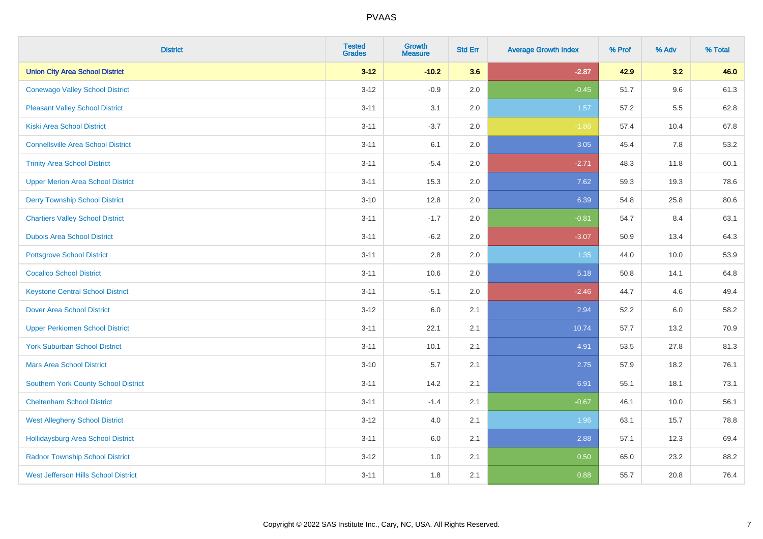| District | Tested Grades | Growth Measure | Std Err | Average Growth Index | % Prof | % Adv | % Total |
|---|---|---|---|---|---|---|---|
| **Union City Area School District** | **3-12** | **-10.2** | **3.6** | **-2.87** | **42.9** | **3.2** | **46.0** |
| Conewago Valley School District | 3-12 | -0.9 | 2.0 | -0.45 | 51.7 | 9.6 | 61.3 |
| Pleasant Valley School District | 3-11 | 3.1 | 2.0 | 1.57 | 57.2 | 5.5 | 62.8 |
| Kiski Area School District | 3-11 | -3.7 | 2.0 | -1.86 | 57.4 | 10.4 | 67.8 |
| Connellsville Area School District | 3-11 | 6.1 | 2.0 | 3.05 | 45.4 | 7.8 | 53.2 |
| Trinity Area School District | 3-11 | -5.4 | 2.0 | -2.71 | 48.3 | 11.8 | 60.1 |
| Upper Merion Area School District | 3-11 | 15.3 | 2.0 | 7.62 | 59.3 | 19.3 | 78.6 |
| Derry Township School District | 3-10 | 12.8 | 2.0 | 6.39 | 54.8 | 25.8 | 80.6 |
| Chartiers Valley School District | 3-11 | -1.7 | 2.0 | -0.81 | 54.7 | 8.4 | 63.1 |
| Dubois Area School District | 3-11 | -6.2 | 2.0 | -3.07 | 50.9 | 13.4 | 64.3 |
| Pottsgrove School District | 3-11 | 2.8 | 2.0 | 1.35 | 44.0 | 10.0 | 53.9 |
| Cocalico School District | 3-11 | 10.6 | 2.0 | 5.18 | 50.8 | 14.1 | 64.8 |
| Keystone Central School District | 3-11 | -5.1 | 2.0 | -2.46 | 44.7 | 4.6 | 49.4 |
| Dover Area School District | 3-12 | 6.0 | 2.1 | 2.94 | 52.2 | 6.0 | 58.2 |
| Upper Perkiomen School District | 3-11 | 22.1 | 2.1 | 10.74 | 57.7 | 13.2 | 70.9 |
| York Suburban School District | 3-11 | 10.1 | 2.1 | 4.91 | 53.5 | 27.8 | 81.3 |
| Mars Area School District | 3-10 | 5.7 | 2.1 | 2.75 | 57.9 | 18.2 | 76.1 |
| Southern York County School District | 3-11 | 14.2 | 2.1 | 6.91 | 55.1 | 18.1 | 73.1 |
| Cheltenham School District | 3-11 | -1.4 | 2.1 | -0.67 | 46.1 | 10.0 | 56.1 |
| West Allegheny School District | 3-12 | 4.0 | 2.1 | 1.96 | 63.1 | 15.7 | 78.8 |
| Hollidaysburg Area School District | 3-11 | 6.0 | 2.1 | 2.88 | 57.1 | 12.3 | 69.4 |
| Radnor Township School District | 3-12 | 1.0 | 2.1 | 0.50 | 65.0 | 23.2 | 88.2 |
| West Jefferson Hills School District | 3-11 | 1.8 | 2.1 | 0.88 | 55.7 | 20.8 | 76.4 |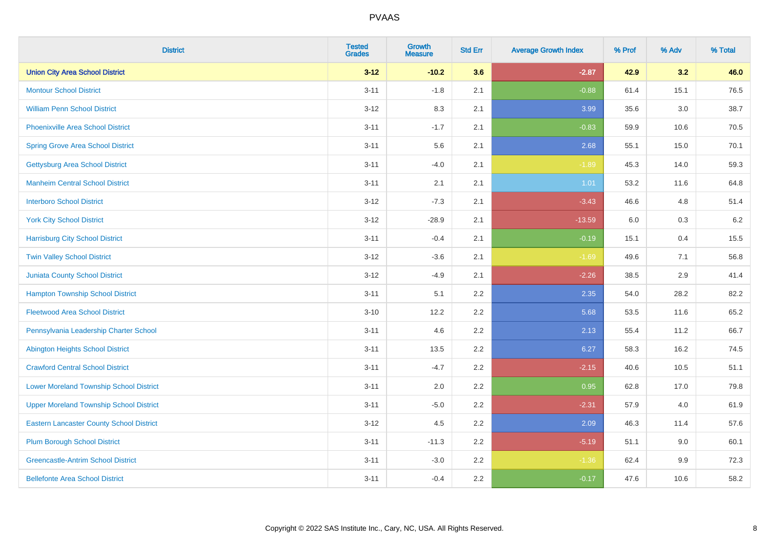# PVAAS

| District | Tested Grades | Growth Measure | Std Err | Average Growth Index | % Prof | % Adv | % Total |
|---|---|---|---|---|---|---|---|
| **Union City Area School District** | **3-12** | **-10.2** | **3.6** | **-2.87** | **42.9** | **3.2** | **46.0** |
| Montour School District | 3-11 | -1.8 | 2.1 | -0.88 | 61.4 | 15.1 | 76.5 |
| William Penn School District | 3-12 | 8.3 | 2.1 | 3.99 | 35.6 | 3.0 | 38.7 |
| Phoenixville Area School District | 3-11 | -1.7 | 2.1 | -0.83 | 59.9 | 10.6 | 70.5 |
| Spring Grove Area School District | 3-11 | 5.6 | 2.1 | 2.68 | 55.1 | 15.0 | 70.1 |
| Gettysburg Area School District | 3-11 | -4.0 | 2.1 | -1.89 | 45.3 | 14.0 | 59.3 |
| Manheim Central School District | 3-11 | 2.1 | 2.1 | 1.01 | 53.2 | 11.6 | 64.8 |
| Interboro School District | 3-12 | -7.3 | 2.1 | -3.43 | 46.6 | 4.8 | 51.4 |
| York City School District | 3-12 | -28.9 | 2.1 | -13.59 | 6.0 | 0.3 | 6.2 |
| Harrisburg City School District | 3-11 | -0.4 | 2.1 | -0.19 | 15.1 | 0.4 | 15.5 |
| Twin Valley School District | 3-12 | -3.6 | 2.1 | -1.69 | 49.6 | 7.1 | 56.8 |
| Juniata County School District | 3-12 | -4.9 | 2.1 | -2.26 | 38.5 | 2.9 | 41.4 |
| Hampton Township School District | 3-11 | 5.1 | 2.2 | 2.35 | 54.0 | 28.2 | 82.2 |
| Fleetwood Area School District | 3-10 | 12.2 | 2.2 | 5.68 | 53.5 | 11.6 | 65.2 |
| Pennsylvania Leadership Charter School | 3-11 | 4.6 | 2.2 | 2.13 | 55.4 | 11.2 | 66.7 |
| Abington Heights School District | 3-11 | 13.5 | 2.2 | 6.27 | 58.3 | 16.2 | 74.5 |
| Crawford Central School District | 3-11 | -4.7 | 2.2 | -2.15 | 40.6 | 10.5 | 51.1 |
| Lower Moreland Township School District | 3-11 | 2.0 | 2.2 | 0.95 | 62.8 | 17.0 | 79.8 |
| Upper Moreland Township School District | 3-11 | -5.0 | 2.2 | -2.31 | 57.9 | 4.0 | 61.9 |
| Eastern Lancaster County School District | 3-12 | 4.5 | 2.2 | 2.09 | 46.3 | 11.4 | 57.6 |
| Plum Borough School District | 3-11 | -11.3 | 2.2 | -5.19 | 51.1 | 9.0 | 60.1 |
| Greencastle-Antrim School District | 3-11 | -3.0 | 2.2 | -1.36 | 62.4 | 9.9 | 72.3 |
| Bellefonte Area School District | 3-11 | -0.4 | 2.2 | -0.17 | 47.6 | 10.6 | 58.2 |

Copyright © 2022 SAS Institute Inc., Cary, NC, USA. All Rights Reserved.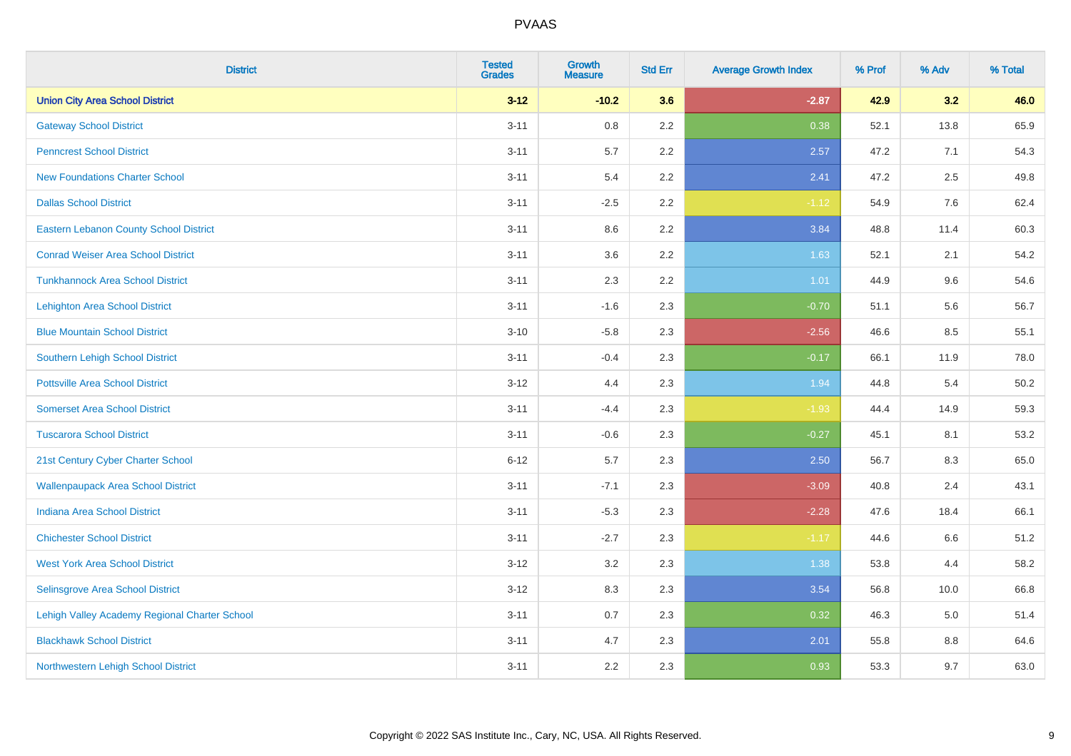PVAAS

| District | Tested Grades | Growth Measure | Std Err | Average Growth Index | % Prof | % Adv | % Total |
|---|---|---|---|---|---|---|---|
| **Union City Area School District** | **3-12** | **-10.2** | **3.6** | **-2.87** | **42.9** | **3.2** | **46.0** |
| Gateway School District | 3-11 | 0.8 | 2.2 | 0.38 | 52.1 | 13.8 | 65.9 |
| Penncrest School District | 3-11 | 5.7 | 2.2 | 2.57 | 47.2 | 7.1 | 54.3 |
| New Foundations Charter School | 3-11 | 5.4 | 2.2 | 2.41 | 47.2 | 2.5 | 49.8 |
| Dallas School District | 3-11 | -2.5 | 2.2 | -1.12 | 54.9 | 7.6 | 62.4 |
| Eastern Lebanon County School District | 3-11 | 8.6 | 2.2 | 3.84 | 48.8 | 11.4 | 60.3 |
| Conrad Weiser Area School District | 3-11 | 3.6 | 2.2 | 1.63 | 52.1 | 2.1 | 54.2 |
| Tunkhannock Area School District | 3-11 | 2.3 | 2.2 | 1.01 | 44.9 | 9.6 | 54.6 |
| Lehighton Area School District | 3-11 | -1.6 | 2.3 | -0.70 | 51.1 | 5.6 | 56.7 |
| Blue Mountain School District | 3-10 | -5.8 | 2.3 | -2.56 | 46.6 | 8.5 | 55.1 |
| Southern Lehigh School District | 3-11 | -0.4 | 2.3 | -0.17 | 66.1 | 11.9 | 78.0 |
| Pottsville Area School District | 3-12 | 4.4 | 2.3 | 1.94 | 44.8 | 5.4 | 50.2 |
| Somerset Area School District | 3-11 | -4.4 | 2.3 | -1.93 | 44.4 | 14.9 | 59.3 |
| Tuscarora School District | 3-11 | -0.6 | 2.3 | -0.27 | 45.1 | 8.1 | 53.2 |
| 21st Century Cyber Charter School | 6-12 | 5.7 | 2.3 | 2.50 | 56.7 | 8.3 | 65.0 |
| Wallenpaupack Area School District | 3-11 | -7.1 | 2.3 | -3.09 | 40.8 | 2.4 | 43.1 |
| Indiana Area School District | 3-11 | -5.3 | 2.3 | -2.28 | 47.6 | 18.4 | 66.1 |
| Chichester School District | 3-11 | -2.7 | 2.3 | -1.17 | 44.6 | 6.6 | 51.2 |
| West York Area School District | 3-12 | 3.2 | 2.3 | 1.38 | 53.8 | 4.4 | 58.2 |
| Selinsgrove Area School District | 3-12 | 8.3 | 2.3 | 3.54 | 56.8 | 10.0 | 66.8 |
| Lehigh Valley Academy Regional Charter School | 3-11 | 0.7 | 2.3 | 0.32 | 46.3 | 5.0 | 51.4 |
| Blackhawk School District | 3-11 | 4.7 | 2.3 | 2.01 | 55.8 | 8.8 | 64.6 |
| Northwestern Lehigh School District | 3-11 | 2.2 | 2.3 | 0.93 | 53.3 | 9.7 | 63.0 |

Copyright © 2022 SAS Institute Inc., Cary, NC, USA. All Rights Reserved.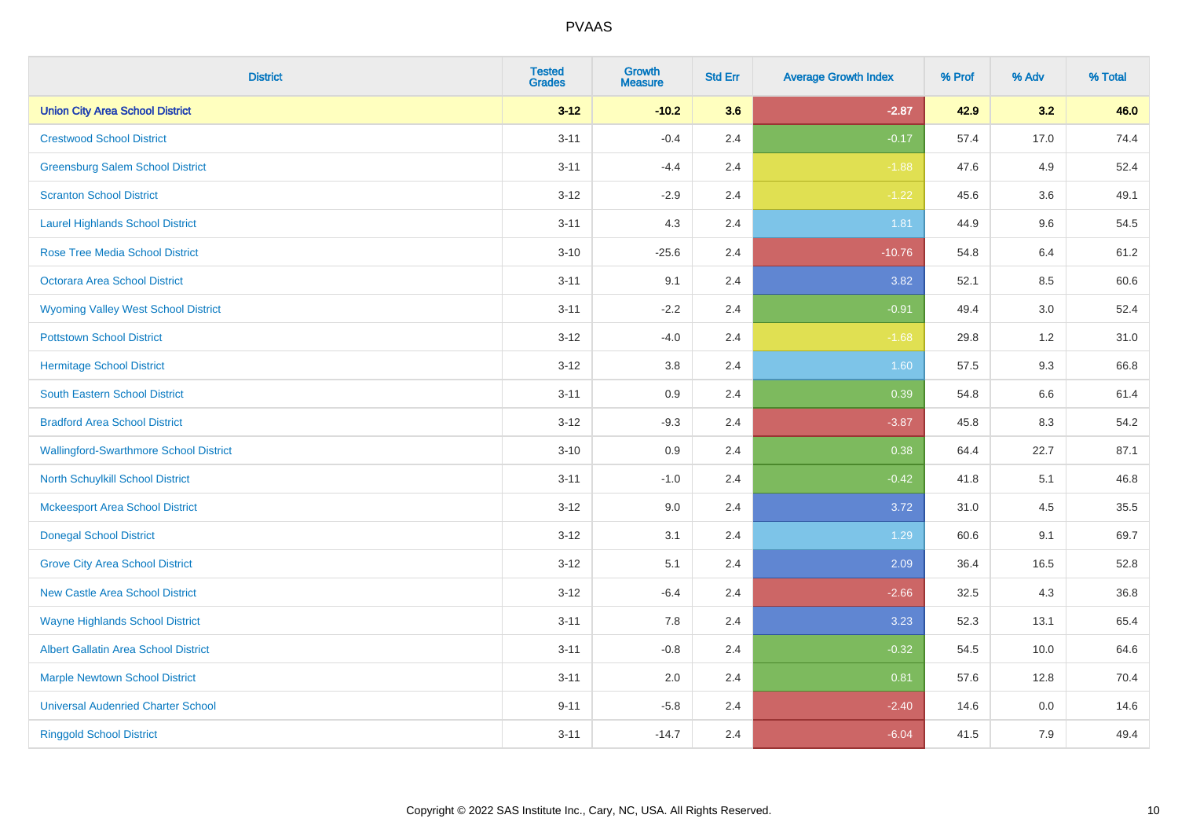# PVAAS

| District | Tested Grades | Growth Measure | Std Err | Average Growth Index | % Prof | % Adv | % Total |
|---|---|---|---|---|---|---|---|
| **Union City Area School District** | **3-12** | **-10.2** | **3.6** | **-2.87** | **42.9** | **3.2** | **46.0** |
| Crestwood School District | 3-11 | -0.4 | 2.4 | -0.17 | 57.4 | 17.0 | 74.4 |
| Greensburg Salem School District | 3-11 | -4.4 | 2.4 | -1.88 | 47.6 | 4.9 | 52.4 |
| Scranton School District | 3-12 | -2.9 | 2.4 | -1.22 | 45.6 | 3.6 | 49.1 |
| Laurel Highlands School District | 3-11 | 4.3 | 2.4 | 1.81 | 44.9 | 9.6 | 54.5 |
| Rose Tree Media School District | 3-10 | -25.6 | 2.4 | -10.76 | 54.8 | 6.4 | 61.2 |
| Octorara Area School District | 3-11 | 9.1 | 2.4 | 3.82 | 52.1 | 8.5 | 60.6 |
| Wyoming Valley West School District | 3-11 | -2.2 | 2.4 | -0.91 | 49.4 | 3.0 | 52.4 |
| Pottstown School District | 3-12 | -4.0 | 2.4 | -1.68 | 29.8 | 1.2 | 31.0 |
| Hermitage School District | 3-12 | 3.8 | 2.4 | 1.60 | 57.5 | 9.3 | 66.8 |
| South Eastern School District | 3-11 | 0.9 | 2.4 | 0.39 | 54.8 | 6.6 | 61.4 |
| Bradford Area School District | 3-12 | -9.3 | 2.4 | -3.87 | 45.8 | 8.3 | 54.2 |
| Wallingford-Swarthmore School District | 3-10 | 0.9 | 2.4 | 0.38 | 64.4 | 22.7 | 87.1 |
| North Schuylkill School District | 3-11 | -1.0 | 2.4 | -0.42 | 41.8 | 5.1 | 46.8 |
| Mckeesport Area School District | 3-12 | 9.0 | 2.4 | 3.72 | 31.0 | 4.5 | 35.5 |
| Donegal School District | 3-12 | 3.1 | 2.4 | 1.29 | 60.6 | 9.1 | 69.7 |
| Grove City Area School District | 3-12 | 5.1 | 2.4 | 2.09 | 36.4 | 16.5 | 52.8 |
| New Castle Area School District | 3-12 | -6.4 | 2.4 | -2.66 | 32.5 | 4.3 | 36.8 |
| Wayne Highlands School District | 3-11 | 7.8 | 2.4 | 3.23 | 52.3 | 13.1 | 65.4 |
| Albert Gallatin Area School District | 3-11 | -0.8 | 2.4 | -0.32 | 54.5 | 10.0 | 64.6 |
| Marple Newtown School District | 3-11 | 2.0 | 2.4 | 0.81 | 57.6 | 12.8 | 70.4 |
| Universal Audenried Charter School | 9-11 | -5.8 | 2.4 | -2.40 | 14.6 | 0.0 | 14.6 |
| Ringgold School District | 3-11 | -14.7 | 2.4 | -6.04 | 41.5 | 7.9 | 49.4 |

Copyright © 2022 SAS Institute Inc., Cary, NC, USA. All Rights Reserved.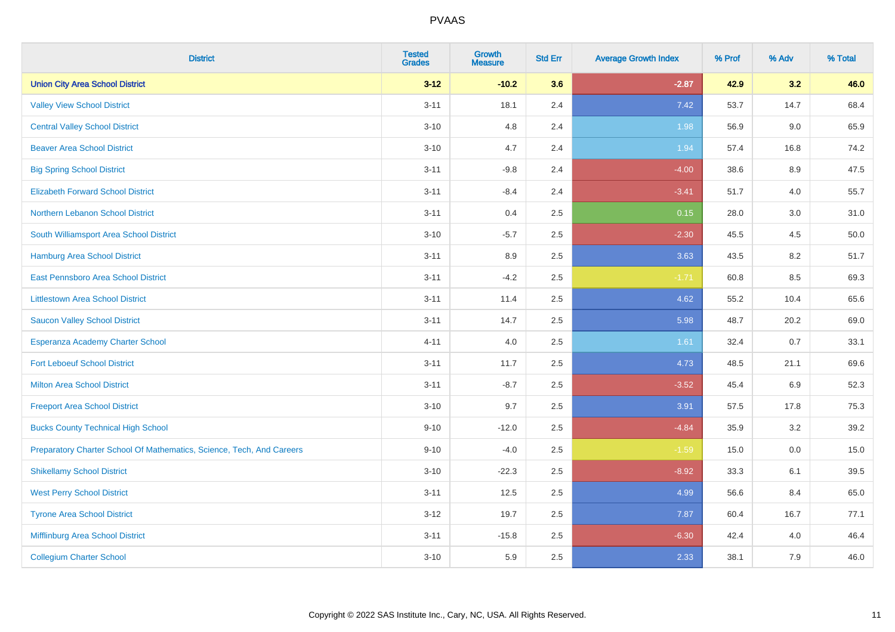# PVAAS

| District | Tested Grades | Growth Measure | Std Err | Average Growth Index | % Prof | % Adv | % Total |
|---|---|---|---|---|---|---|---|
| **Union City Area School District** | **3-12** | **-10.2** | **3.6** | **-2.87** | **42.9** | **3.2** | **46.0** |
| Valley View School District | 3-11 | 18.1 | 2.4 | 7.42 | 53.7 | 14.7 | 68.4 |
| Central Valley School District | 3-10 | 4.8 | 2.4 | 1.98 | 56.9 | 9.0 | 65.9 |
| Beaver Area School District | 3-10 | 4.7 | 2.4 | 1.94 | 57.4 | 16.8 | 74.2 |
| Big Spring School District | 3-11 | -9.8 | 2.4 | -4.00 | 38.6 | 8.9 | 47.5 |
| Elizabeth Forward School District | 3-11 | -8.4 | 2.4 | -3.41 | 51.7 | 4.0 | 55.7 |
| Northern Lebanon School District | 3-11 | 0.4 | 2.5 | 0.15 | 28.0 | 3.0 | 31.0 |
| South Williamsport Area School District | 3-10 | -5.7 | 2.5 | -2.30 | 45.5 | 4.5 | 50.0 |
| Hamburg Area School District | 3-11 | 8.9 | 2.5 | 3.63 | 43.5 | 8.2 | 51.7 |
| East Pennsboro Area School District | 3-11 | -4.2 | 2.5 | -1.71 | 60.8 | 8.5 | 69.3 |
| Littlestown Area School District | 3-11 | 11.4 | 2.5 | 4.62 | 55.2 | 10.4 | 65.6 |
| Saucon Valley School District | 3-11 | 14.7 | 2.5 | 5.98 | 48.7 | 20.2 | 69.0 |
| Esperanza Academy Charter School | 4-11 | 4.0 | 2.5 | 1.61 | 32.4 | 0.7 | 33.1 |
| Fort Leboeuf School District | 3-11 | 11.7 | 2.5 | 4.73 | 48.5 | 21.1 | 69.6 |
| Milton Area School District | 3-11 | -8.7 | 2.5 | -3.52 | 45.4 | 6.9 | 52.3 |
| Freeport Area School District | 3-10 | 9.7 | 2.5 | 3.91 | 57.5 | 17.8 | 75.3 |
| Bucks County Technical High School | 9-10 | -12.0 | 2.5 | -4.84 | 35.9 | 3.2 | 39.2 |
| Preparatory Charter School Of Mathematics, Science, Tech, And Careers | 9-10 | -4.0 | 2.5 | -1.59 | 15.0 | 0.0 | 15.0 |
| Shikellamy School District | 3-10 | -22.3 | 2.5 | -8.92 | 33.3 | 6.1 | 39.5 |
| West Perry School District | 3-11 | 12.5 | 2.5 | 4.99 | 56.6 | 8.4 | 65.0 |
| Tyrone Area School District | 3-12 | 19.7 | 2.5 | 7.87 | 60.4 | 16.7 | 77.1 |
| Mifflinburg Area School District | 3-11 | -15.8 | 2.5 | -6.30 | 42.4 | 4.0 | 46.4 |
| Collegium Charter School | 3-10 | 5.9 | 2.5 | 2.33 | 38.1 | 7.9 | 46.0 |

Copyright © 2022 SAS Institute Inc., Cary, NC, USA. All Rights Reserved.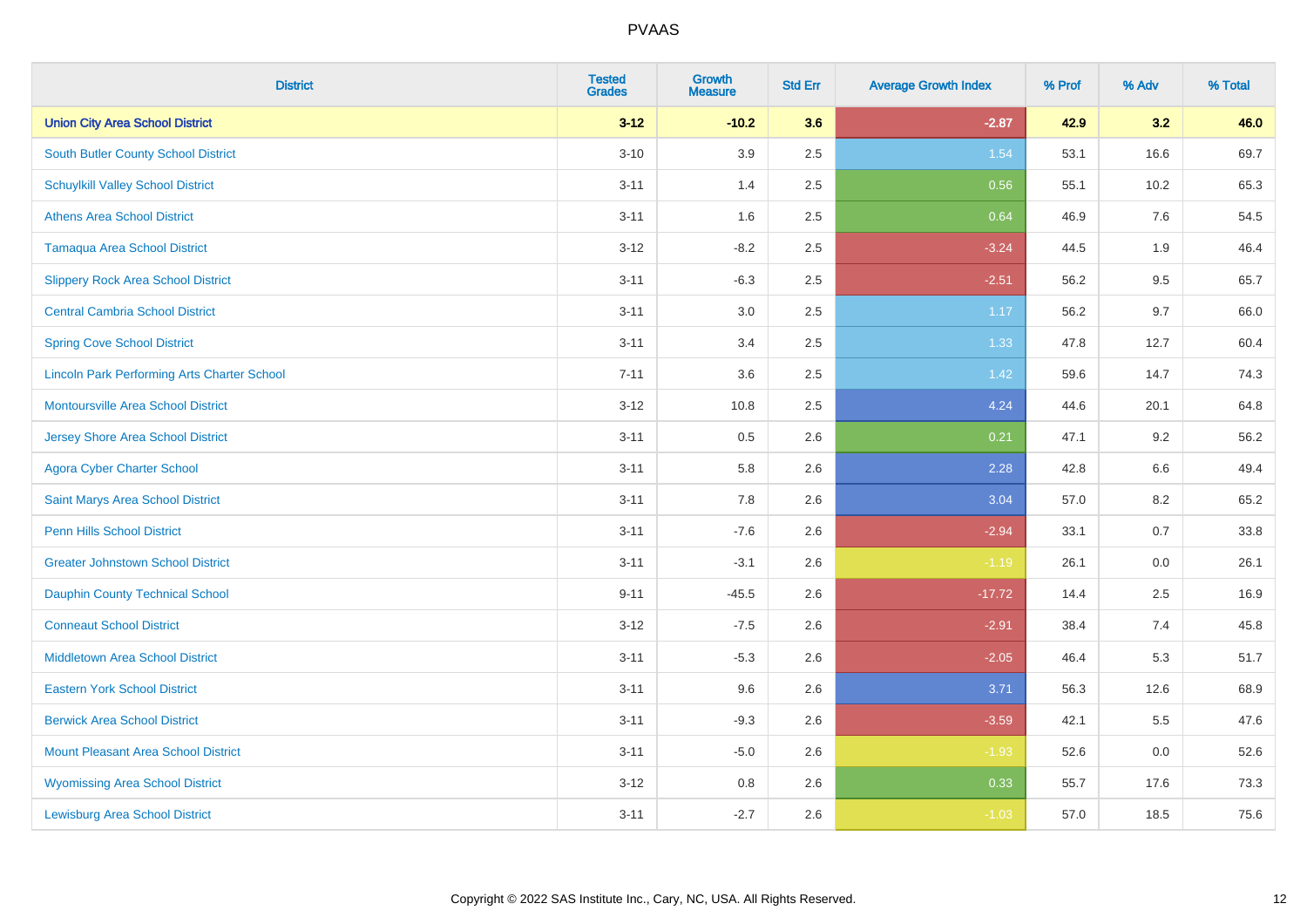# PVAAS

| District | Tested Grades | Growth Measure | Std Err | Average Growth Index | % Prof | % Adv | % Total |
|---|---|---|---|---|---|---|---|
| **Union City Area School District** | **3-12** | **-10.2** | **3.6** | **-2.87** | **42.9** | **3.2** | **46.0** |
| South Butler County School District | 3-10 | 3.9 | 2.5 | 1.54 | 53.1 | 16.6 | 69.7 |
| Schuylkill Valley School District | 3-11 | 1.4 | 2.5 | 0.56 | 55.1 | 10.2 | 65.3 |
| Athens Area School District | 3-11 | 1.6 | 2.5 | 0.64 | 46.9 | 7.6 | 54.5 |
| Tamaqua Area School District | 3-12 | -8.2 | 2.5 | -3.24 | 44.5 | 1.9 | 46.4 |
| Slippery Rock Area School District | 3-11 | -6.3 | 2.5 | -2.51 | 56.2 | 9.5 | 65.7 |
| Central Cambria School District | 3-11 | 3.0 | 2.5 | 1.17 | 56.2 | 9.7 | 66.0 |
| Spring Cove School District | 3-11 | 3.4 | 2.5 | 1.33 | 47.8 | 12.7 | 60.4 |
| Lincoln Park Performing Arts Charter School | 7-11 | 3.6 | 2.5 | 1.42 | 59.6 | 14.7 | 74.3 |
| Montoursville Area School District | 3-12 | 10.8 | 2.5 | 4.24 | 44.6 | 20.1 | 64.8 |
| Jersey Shore Area School District | 3-11 | 0.5 | 2.6 | 0.21 | 47.1 | 9.2 | 56.2 |
| Agora Cyber Charter School | 3-11 | 5.8 | 2.6 | 2.28 | 42.8 | 6.6 | 49.4 |
| Saint Marys Area School District | 3-11 | 7.8 | 2.6 | 3.04 | 57.0 | 8.2 | 65.2 |
| Penn Hills School District | 3-11 | -7.6 | 2.6 | -2.94 | 33.1 | 0.7 | 33.8 |
| Greater Johnstown School District | 3-11 | -3.1 | 2.6 | -1.19 | 26.1 | 0.0 | 26.1 |
| Dauphin County Technical School | 9-11 | -45.5 | 2.6 | -17.72 | 14.4 | 2.5 | 16.9 |
| Conneaut School District | 3-12 | -7.5 | 2.6 | -2.91 | 38.4 | 7.4 | 45.8 |
| Middletown Area School District | 3-11 | -5.3 | 2.6 | -2.05 | 46.4 | 5.3 | 51.7 |
| Eastern York School District | 3-11 | 9.6 | 2.6 | 3.71 | 56.3 | 12.6 | 68.9 |
| Berwick Area School District | 3-11 | -9.3 | 2.6 | -3.59 | 42.1 | 5.5 | 47.6 |
| Mount Pleasant Area School District | 3-11 | -5.0 | 2.6 | -1.93 | 52.6 | 0.0 | 52.6 |
| Wyomissing Area School District | 3-12 | 0.8 | 2.6 | 0.33 | 55.7 | 17.6 | 73.3 |
| Lewisburg Area School District | 3-11 | -2.7 | 2.6 | -1.03 | 57.0 | 18.5 | 75.6 |

Copyright © 2022 SAS Institute Inc., Cary, NC, USA. All Rights Reserved.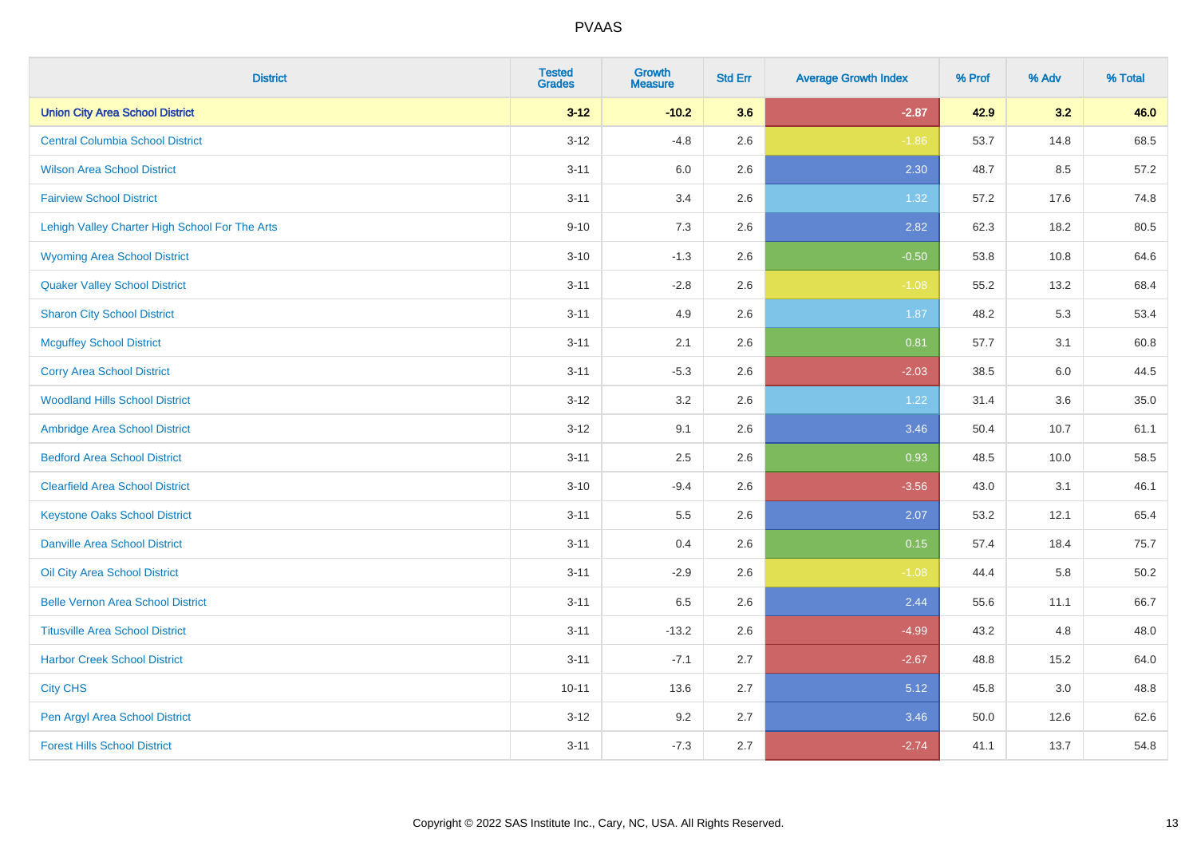# PVAAS

| District | Tested Grades | Growth Measure | Std Err | Average Growth Index | % Prof | % Adv | % Total |
|---|---|---|---|---|---|---|---|
| **Union City Area School District** | **3-12** | **-10.2** | **3.6** | **-2.87** | **42.9** | **3.2** | **46.0** |
| Central Columbia School District | 3-12 | -4.8 | 2.6 | -1.86 | 53.7 | 14.8 | 68.5 |
| Wilson Area School District | 3-11 | 6.0 | 2.6 | 2.30 | 48.7 | 8.5 | 57.2 |
| Fairview School District | 3-11 | 3.4 | 2.6 | 1.32 | 57.2 | 17.6 | 74.8 |
| Lehigh Valley Charter High School For The Arts | 9-10 | 7.3 | 2.6 | 2.82 | 62.3 | 18.2 | 80.5 |
| Wyoming Area School District | 3-10 | -1.3 | 2.6 | -0.50 | 53.8 | 10.8 | 64.6 |
| Quaker Valley School District | 3-11 | -2.8 | 2.6 | -1.08 | 55.2 | 13.2 | 68.4 |
| Sharon City School District | 3-11 | 4.9 | 2.6 | 1.87 | 48.2 | 5.3 | 53.4 |
| Mcguffey School District | 3-11 | 2.1 | 2.6 | 0.81 | 57.7 | 3.1 | 60.8 |
| Corry Area School District | 3-11 | -5.3 | 2.6 | -2.03 | 38.5 | 6.0 | 44.5 |
| Woodland Hills School District | 3-12 | 3.2 | 2.6 | 1.22 | 31.4 | 3.6 | 35.0 |
| Ambridge Area School District | 3-12 | 9.1 | 2.6 | 3.46 | 50.4 | 10.7 | 61.1 |
| Bedford Area School District | 3-11 | 2.5 | 2.6 | 0.93 | 48.5 | 10.0 | 58.5 |
| Clearfield Area School District | 3-10 | -9.4 | 2.6 | -3.56 | 43.0 | 3.1 | 46.1 |
| Keystone Oaks School District | 3-11 | 5.5 | 2.6 | 2.07 | 53.2 | 12.1 | 65.4 |
| Danville Area School District | 3-11 | 0.4 | 2.6 | 0.15 | 57.4 | 18.4 | 75.7 |
| Oil City Area School District | 3-11 | -2.9 | 2.6 | -1.08 | 44.4 | 5.8 | 50.2 |
| Belle Vernon Area School District | 3-11 | 6.5 | 2.6 | 2.44 | 55.6 | 11.1 | 66.7 |
| Titusville Area School District | 3-11 | -13.2 | 2.6 | -4.99 | 43.2 | 4.8 | 48.0 |
| Harbor Creek School District | 3-11 | -7.1 | 2.7 | -2.67 | 48.8 | 15.2 | 64.0 |
| City CHS | 10-11 | 13.6 | 2.7 | 5.12 | 45.8 | 3.0 | 48.8 |
| Pen Argyl Area School District | 3-12 | 9.2 | 2.7 | 3.46 | 50.0 | 12.6 | 62.6 |
| Forest Hills School District | 3-11 | -7.3 | 2.7 | -2.74 | 41.1 | 13.7 | 54.8 |

Copyright © 2022 SAS Institute Inc., Cary, NC, USA. All Rights Reserved.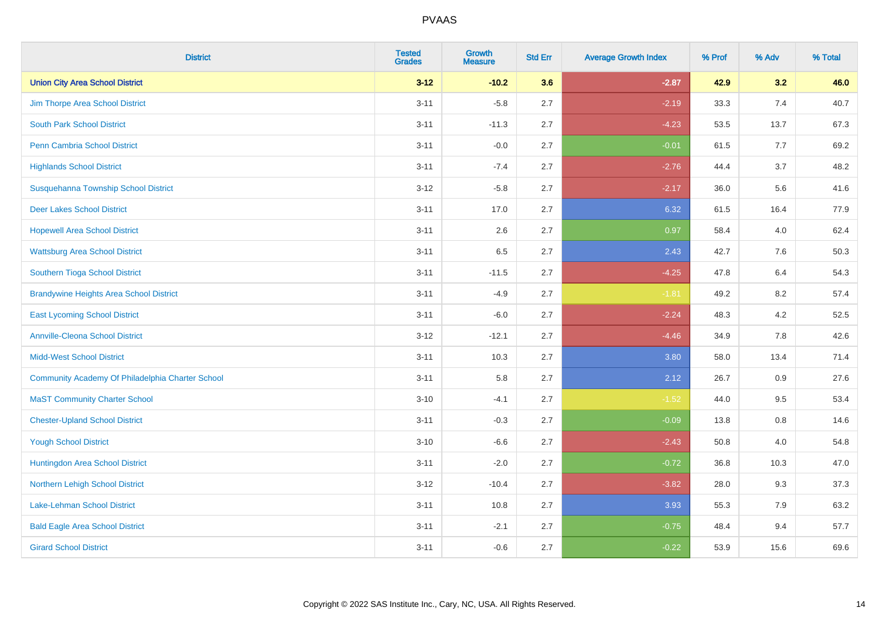| District | Tested Grades | Growth Measure | Std Err | Average Growth Index | % Prof | % Adv | % Total |
|---|---|---|---|---|---|---|---|
| **Union City Area School District** | **3-12** | **-10.2** | **3.6** | **-2.87** | **42.9** | **3.2** | **46.0** |
| Jim Thorpe Area School District | 3-11 | -5.8 | 2.7 | -2.19 | 33.3 | 7.4 | 40.7 |
| South Park School District | 3-11 | -11.3 | 2.7 | -4.23 | 53.5 | 13.7 | 67.3 |
| Penn Cambria School District | 3-11 | -0.0 | 2.7 | -0.01 | 61.5 | 7.7 | 69.2 |
| Highlands School District | 3-11 | -7.4 | 2.7 | -2.76 | 44.4 | 3.7 | 48.2 |
| Susquehanna Township School District | 3-12 | -5.8 | 2.7 | -2.17 | 36.0 | 5.6 | 41.6 |
| Deer Lakes School District | 3-11 | 17.0 | 2.7 | 6.32 | 61.5 | 16.4 | 77.9 |
| Hopewell Area School District | 3-11 | 2.6 | 2.7 | 0.97 | 58.4 | 4.0 | 62.4 |
| Wattsburg Area School District | 3-11 | 6.5 | 2.7 | 2.43 | 42.7 | 7.6 | 50.3 |
| Southern Tioga School District | 3-11 | -11.5 | 2.7 | -4.25 | 47.8 | 6.4 | 54.3 |
| Brandywine Heights Area School District | 3-11 | -4.9 | 2.7 | -1.81 | 49.2 | 8.2 | 57.4 |
| East Lycoming School District | 3-11 | -6.0 | 2.7 | -2.24 | 48.3 | 4.2 | 52.5 |
| Annville-Cleona School District | 3-12 | -12.1 | 2.7 | -4.46 | 34.9 | 7.8 | 42.6 |
| Midd-West School District | 3-11 | 10.3 | 2.7 | 3.80 | 58.0 | 13.4 | 71.4 |
| Community Academy Of Philadelphia Charter School | 3-11 | 5.8 | 2.7 | 2.12 | 26.7 | 0.9 | 27.6 |
| MaST Community Charter School | 3-10 | -4.1 | 2.7 | -1.52 | 44.0 | 9.5 | 53.4 |
| Chester-Upland School District | 3-11 | -0.3 | 2.7 | -0.09 | 13.8 | 0.8 | 14.6 |
| Yough School District | 3-10 | -6.6 | 2.7 | -2.43 | 50.8 | 4.0 | 54.8 |
| Huntingdon Area School District | 3-11 | -2.0 | 2.7 | -0.72 | 36.8 | 10.3 | 47.0 |
| Northern Lehigh School District | 3-12 | -10.4 | 2.7 | -3.82 | 28.0 | 9.3 | 37.3 |
| Lake-Lehman School District | 3-11 | 10.8 | 2.7 | 3.93 | 55.3 | 7.9 | 63.2 |
| Bald Eagle Area School District | 3-11 | -2.1 | 2.7 | -0.75 | 48.4 | 9.4 | 57.7 |
| Girard School District | 3-11 | -0.6 | 2.7 | -0.22 | 53.9 | 15.6 | 69.6 |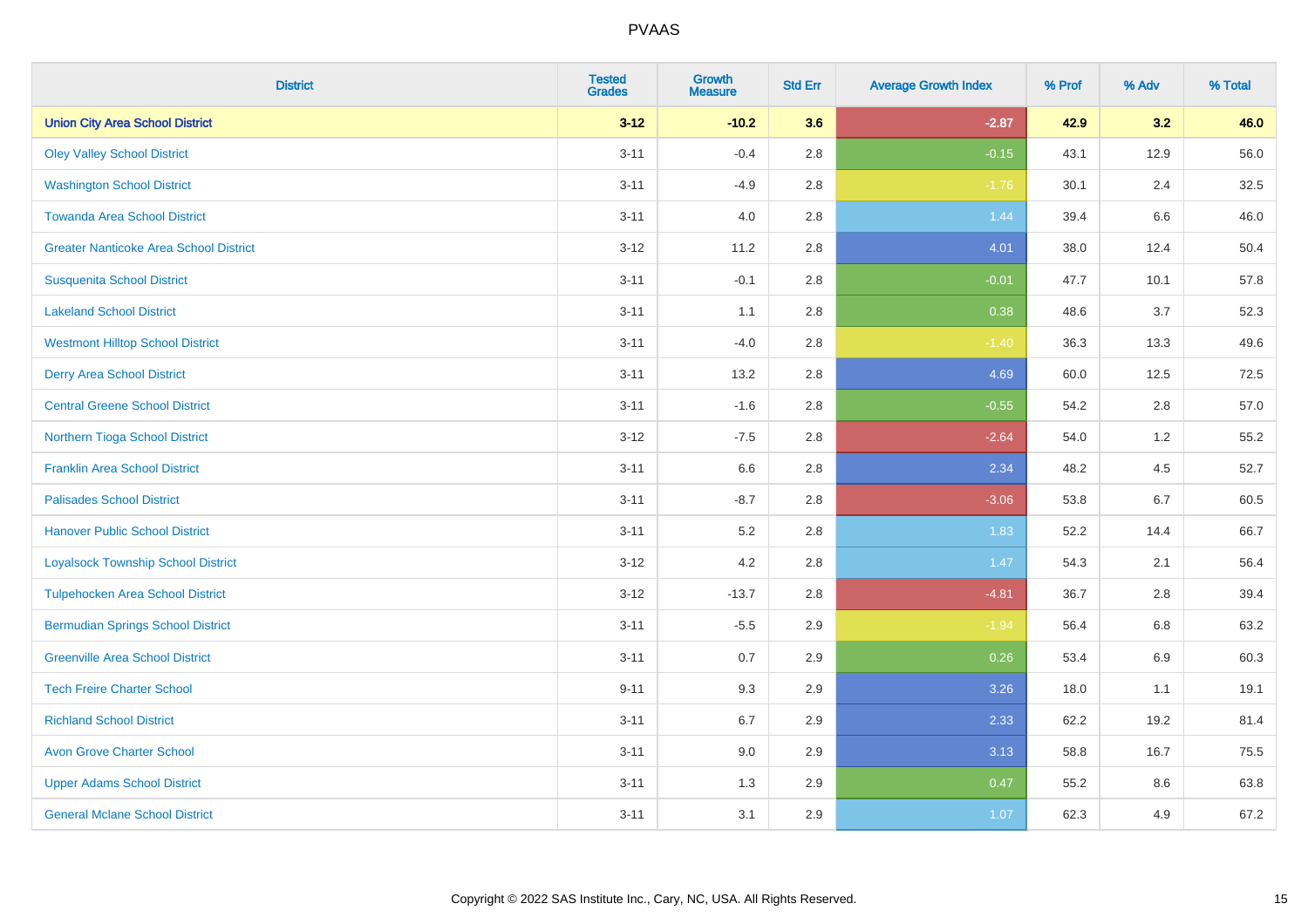# PVAAS

| District | Tested Grades | Growth Measure | Std Err | Average Growth Index | % Prof | % Adv | % Total |
|---|---|---|---|---|---|---|---|
| **Union City Area School District** | **3-12** | **-10.2** | **3.6** | **-2.87** | **42.9** | **3.2** | **46.0** |
| Oley Valley School District | 3-11 | -0.4 | 2.8 | -0.15 | 43.1 | 12.9 | 56.0 |
| Washington School District | 3-11 | -4.9 | 2.8 | -1.76 | 30.1 | 2.4 | 32.5 |
| Towanda Area School District | 3-11 | 4.0 | 2.8 | 1.44 | 39.4 | 6.6 | 46.0 |
| Greater Nanticoke Area School District | 3-12 | 11.2 | 2.8 | 4.01 | 38.0 | 12.4 | 50.4 |
| Susquenita School District | 3-11 | -0.1 | 2.8 | -0.01 | 47.7 | 10.1 | 57.8 |
| Lakeland School District | 3-11 | 1.1 | 2.8 | 0.38 | 48.6 | 3.7 | 52.3 |
| Westmont Hilltop School District | 3-11 | -4.0 | 2.8 | -1.40 | 36.3 | 13.3 | 49.6 |
| Derry Area School District | 3-11 | 13.2 | 2.8 | 4.69 | 60.0 | 12.5 | 72.5 |
| Central Greene School District | 3-11 | -1.6 | 2.8 | -0.55 | 54.2 | 2.8 | 57.0 |
| Northern Tioga School District | 3-12 | -7.5 | 2.8 | -2.64 | 54.0 | 1.2 | 55.2 |
| Franklin Area School District | 3-11 | 6.6 | 2.8 | 2.34 | 48.2 | 4.5 | 52.7 |
| Palisades School District | 3-11 | -8.7 | 2.8 | -3.06 | 53.8 | 6.7 | 60.5 |
| Hanover Public School District | 3-11 | 5.2 | 2.8 | 1.83 | 52.2 | 14.4 | 66.7 |
| Loyalsock Township School District | 3-12 | 4.2 | 2.8 | 1.47 | 54.3 | 2.1 | 56.4 |
| Tulpehocken Area School District | 3-12 | -13.7 | 2.8 | -4.81 | 36.7 | 2.8 | 39.4 |
| Bermudian Springs School District | 3-11 | -5.5 | 2.9 | -1.94 | 56.4 | 6.8 | 63.2 |
| Greenville Area School District | 3-11 | 0.7 | 2.9 | 0.26 | 53.4 | 6.9 | 60.3 |
| Tech Freire Charter School | 9-11 | 9.3 | 2.9 | 3.26 | 18.0 | 1.1 | 19.1 |
| Richland School District | 3-11 | 6.7 | 2.9 | 2.33 | 62.2 | 19.2 | 81.4 |
| Avon Grove Charter School | 3-11 | 9.0 | 2.9 | 3.13 | 58.8 | 16.7 | 75.5 |
| Upper Adams School District | 3-11 | 1.3 | 2.9 | 0.47 | 55.2 | 8.6 | 63.8 |
| General Mclane School District | 3-11 | 3.1 | 2.9 | 1.07 | 62.3 | 4.9 | 67.2 |

Copyright © 2022 SAS Institute Inc., Cary, NC, USA. All Rights Reserved.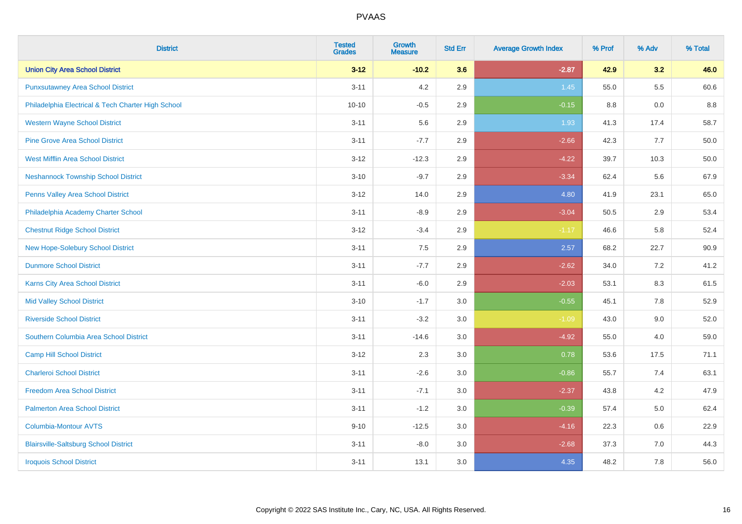| District | Tested Grades | Growth Measure | Std Err | Average Growth Index | % Prof | % Adv | % Total |
|---|---|---|---|---|---|---|---|
| **Union City Area School District** | **3-12** | **-10.2** | **3.6** | **-2.87** | **42.9** | **3.2** | **46.0** |
| Punxsutawney Area School District | 3-11 | 4.2 | 2.9 | 1.45 | 55.0 | 5.5 | 60.6 |
| Philadelphia Electrical & Tech Charter High School | 10-10 | -0.5 | 2.9 | -0.15 | 8.8 | 0.0 | 8.8 |
| Western Wayne School District | 3-11 | 5.6 | 2.9 | 1.93 | 41.3 | 17.4 | 58.7 |
| Pine Grove Area School District | 3-11 | -7.7 | 2.9 | -2.66 | 42.3 | 7.7 | 50.0 |
| West Mifflin Area School District | 3-12 | -12.3 | 2.9 | -4.22 | 39.7 | 10.3 | 50.0 |
| Neshannock Township School District | 3-10 | -9.7 | 2.9 | -3.34 | 62.4 | 5.6 | 67.9 |
| Penns Valley Area School District | 3-12 | 14.0 | 2.9 | 4.80 | 41.9 | 23.1 | 65.0 |
| Philadelphia Academy Charter School | 3-11 | -8.9 | 2.9 | -3.04 | 50.5 | 2.9 | 53.4 |
| Chestnut Ridge School District | 3-12 | -3.4 | 2.9 | -1.17 | 46.6 | 5.8 | 52.4 |
| New Hope-Solebury School District | 3-11 | 7.5 | 2.9 | 2.57 | 68.2 | 22.7 | 90.9 |
| Dunmore School District | 3-11 | -7.7 | 2.9 | -2.62 | 34.0 | 7.2 | 41.2 |
| Karns City Area School District | 3-11 | -6.0 | 2.9 | -2.03 | 53.1 | 8.3 | 61.5 |
| Mid Valley School District | 3-10 | -1.7 | 3.0 | -0.55 | 45.1 | 7.8 | 52.9 |
| Riverside School District | 3-11 | -3.2 | 3.0 | -1.09 | 43.0 | 9.0 | 52.0 |
| Southern Columbia Area School District | 3-11 | -14.6 | 3.0 | -4.92 | 55.0 | 4.0 | 59.0 |
| Camp Hill School District | 3-12 | 2.3 | 3.0 | 0.78 | 53.6 | 17.5 | 71.1 |
| Charleroi School District | 3-11 | -2.6 | 3.0 | -0.86 | 55.7 | 7.4 | 63.1 |
| Freedom Area School District | 3-11 | -7.1 | 3.0 | -2.37 | 43.8 | 4.2 | 47.9 |
| Palmerton Area School District | 3-11 | -1.2 | 3.0 | -0.39 | 57.4 | 5.0 | 62.4 |
| Columbia-Montour AVTS | 9-10 | -12.5 | 3.0 | -4.16 | 22.3 | 0.6 | 22.9 |
| Blairsville-Saltsburg School District | 3-11 | -8.0 | 3.0 | -2.68 | 37.3 | 7.0 | 44.3 |
| Iroquois School District | 3-11 | 13.1 | 3.0 | 4.35 | 48.2 | 7.8 | 56.0 |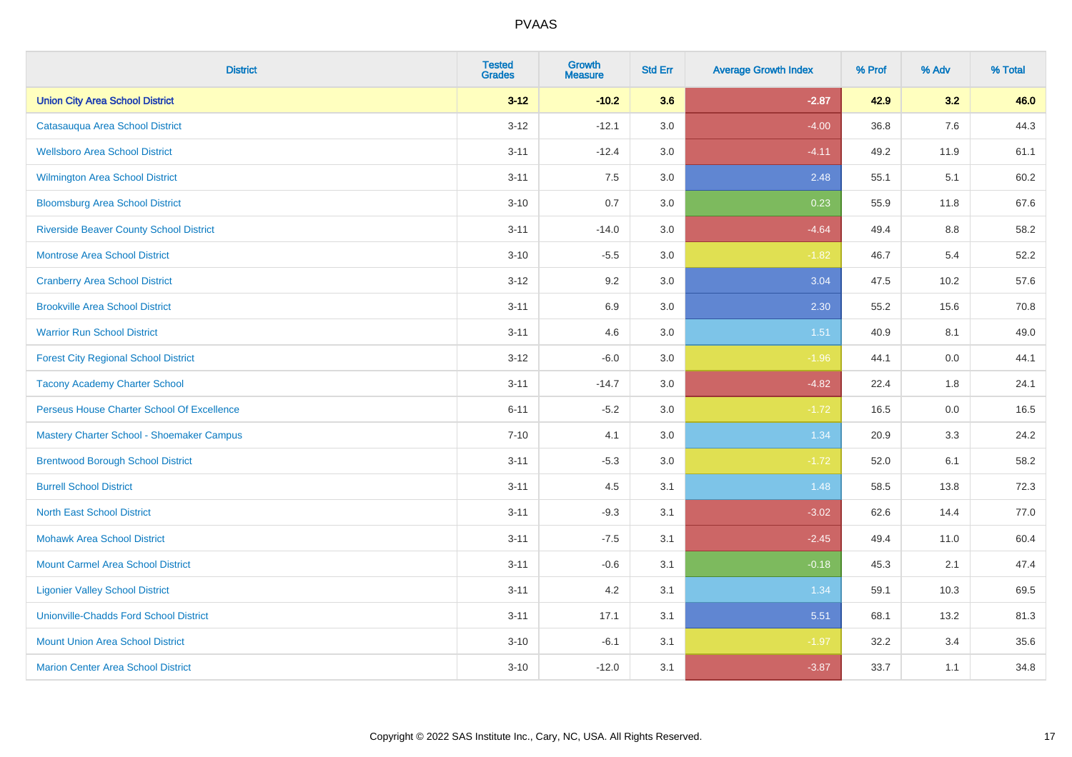# PVAAS

| District | Tested Grades | Growth Measure | Std Err | Average Growth Index | % Prof | % Adv | % Total |
|---|---|---|---|---|---|---|---|
| **Union City Area School District** | **3-12** | **-10.2** | **3.6** | **-2.87** | **42.9** | **3.2** | **46.0** |
| Catasauqua Area School District | 3-12 | -12.1 | 3.0 | -4.00 | 36.8 | 7.6 | 44.3 |
| Wellsboro Area School District | 3-11 | -12.4 | 3.0 | -4.11 | 49.2 | 11.9 | 61.1 |
| Wilmington Area School District | 3-11 | 7.5 | 3.0 | 2.48 | 55.1 | 5.1 | 60.2 |
| Bloomsburg Area School District | 3-10 | 0.7 | 3.0 | 0.23 | 55.9 | 11.8 | 67.6 |
| Riverside Beaver County School District | 3-11 | -14.0 | 3.0 | -4.64 | 49.4 | 8.8 | 58.2 |
| Montrose Area School District | 3-10 | -5.5 | 3.0 | -1.82 | 46.7 | 5.4 | 52.2 |
| Cranberry Area School District | 3-12 | 9.2 | 3.0 | 3.04 | 47.5 | 10.2 | 57.6 |
| Brookville Area School District | 3-11 | 6.9 | 3.0 | 2.30 | 55.2 | 15.6 | 70.8 |
| Warrior Run School District | 3-11 | 4.6 | 3.0 | 1.51 | 40.9 | 8.1 | 49.0 |
| Forest City Regional School District | 3-12 | -6.0 | 3.0 | -1.96 | 44.1 | 0.0 | 44.1 |
| Tacony Academy Charter School | 3-11 | -14.7 | 3.0 | -4.82 | 22.4 | 1.8 | 24.1 |
| Perseus House Charter School Of Excellence | 6-11 | -5.2 | 3.0 | -1.72 | 16.5 | 0.0 | 16.5 |
| Mastery Charter School - Shoemaker Campus | 7-10 | 4.1 | 3.0 | 1.34 | 20.9 | 3.3 | 24.2 |
| Brentwood Borough School District | 3-11 | -5.3 | 3.0 | -1.72 | 52.0 | 6.1 | 58.2 |
| Burrell School District | 3-11 | 4.5 | 3.1 | 1.48 | 58.5 | 13.8 | 72.3 |
| North East School District | 3-11 | -9.3 | 3.1 | -3.02 | 62.6 | 14.4 | 77.0 |
| Mohawk Area School District | 3-11 | -7.5 | 3.1 | -2.45 | 49.4 | 11.0 | 60.4 |
| Mount Carmel Area School District | 3-11 | -0.6 | 3.1 | -0.18 | 45.3 | 2.1 | 47.4 |
| Ligonier Valley School District | 3-11 | 4.2 | 3.1 | 1.34 | 59.1 | 10.3 | 69.5 |
| Unionville-Chadds Ford School District | 3-11 | 17.1 | 3.1 | 5.51 | 68.1 | 13.2 | 81.3 |
| Mount Union Area School District | 3-10 | -6.1 | 3.1 | -1.97 | 32.2 | 3.4 | 35.6 |
| Marion Center Area School District | 3-10 | -12.0 | 3.1 | -3.87 | 33.7 | 1.1 | 34.8 |

Copyright © 2022 SAS Institute Inc., Cary, NC, USA. All Rights Reserved.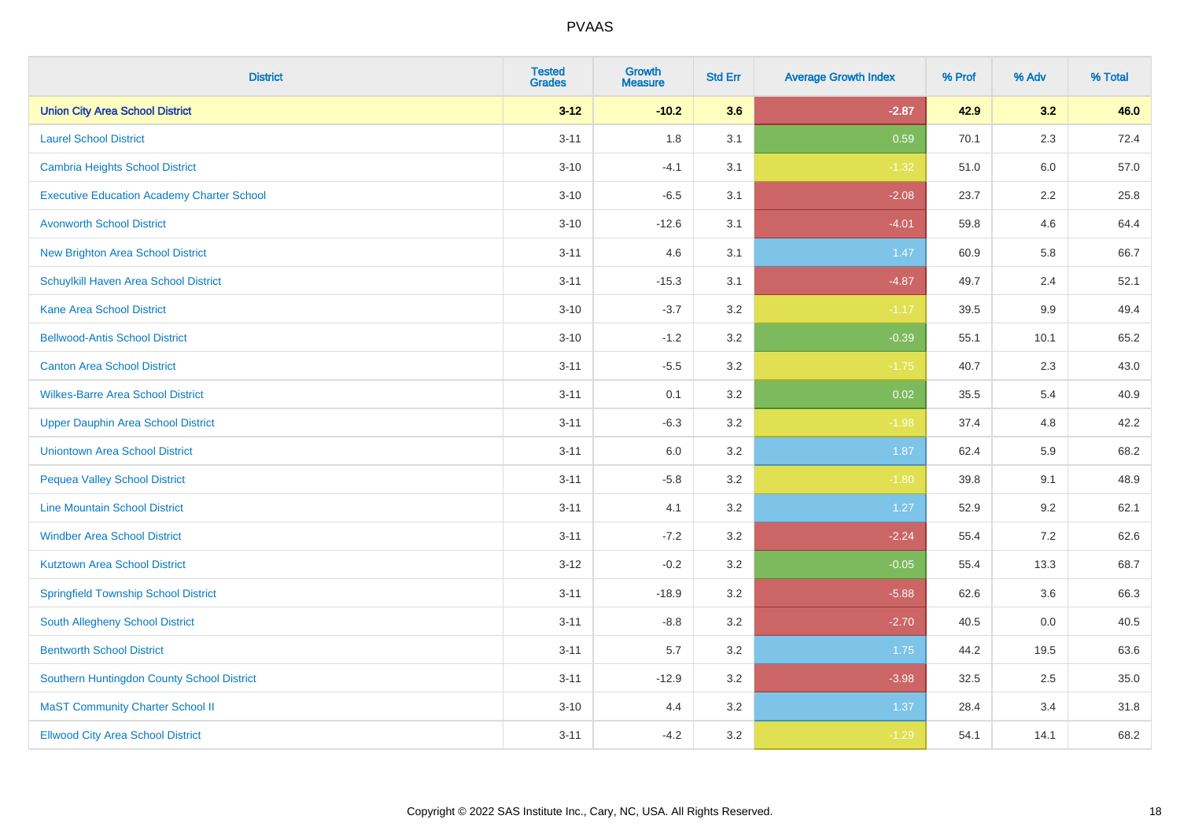# PVAAS

| District | Tested Grades | Growth Measure | Std Err | Average Growth Index | % Prof | % Adv | % Total |
|---|---|---|---|---|---|---|---|
| **Union City Area School District** | **3-12** | **-10.2** | **3.6** | **-2.87** | **42.9** | **3.2** | **46.0** |
| Laurel School District | 3-11 | 1.8 | 3.1 | 0.59 | 70.1 | 2.3 | 72.4 |
| Cambria Heights School District | 3-10 | -4.1 | 3.1 | -1.32 | 51.0 | 6.0 | 57.0 |
| Executive Education Academy Charter School | 3-10 | -6.5 | 3.1 | -2.08 | 23.7 | 2.2 | 25.8 |
| Avonworth School District | 3-10 | -12.6 | 3.1 | -4.01 | 59.8 | 4.6 | 64.4 |
| New Brighton Area School District | 3-11 | 4.6 | 3.1 | 1.47 | 60.9 | 5.8 | 66.7 |
| Schuylkill Haven Area School District | 3-11 | -15.3 | 3.1 | -4.87 | 49.7 | 2.4 | 52.1 |
| Kane Area School District | 3-10 | -3.7 | 3.2 | -1.17 | 39.5 | 9.9 | 49.4 |
| Bellwood-Antis School District | 3-10 | -1.2 | 3.2 | -0.39 | 55.1 | 10.1 | 65.2 |
| Canton Area School District | 3-11 | -5.5 | 3.2 | -1.75 | 40.7 | 2.3 | 43.0 |
| Wilkes-Barre Area School District | 3-11 | 0.1 | 3.2 | 0.02 | 35.5 | 5.4 | 40.9 |
| Upper Dauphin Area School District | 3-11 | -6.3 | 3.2 | -1.98 | 37.4 | 4.8 | 42.2 |
| Uniontown Area School District | 3-11 | 6.0 | 3.2 | 1.87 | 62.4 | 5.9 | 68.2 |
| Pequea Valley School District | 3-11 | -5.8 | 3.2 | -1.80 | 39.8 | 9.1 | 48.9 |
| Line Mountain School District | 3-11 | 4.1 | 3.2 | 1.27 | 52.9 | 9.2 | 62.1 |
| Windber Area School District | 3-11 | -7.2 | 3.2 | -2.24 | 55.4 | 7.2 | 62.6 |
| Kutztown Area School District | 3-12 | -0.2 | 3.2 | -0.05 | 55.4 | 13.3 | 68.7 |
| Springfield Township School District | 3-11 | -18.9 | 3.2 | -5.88 | 62.6 | 3.6 | 66.3 |
| South Allegheny School District | 3-11 | -8.8 | 3.2 | -2.70 | 40.5 | 0.0 | 40.5 |
| Bentworth School District | 3-11 | 5.7 | 3.2 | 1.75 | 44.2 | 19.5 | 63.6 |
| Southern Huntingdon County School District | 3-11 | -12.9 | 3.2 | -3.98 | 32.5 | 2.5 | 35.0 |
| MaST Community Charter School II | 3-10 | 4.4 | 3.2 | 1.37 | 28.4 | 3.4 | 31.8 |
| Ellwood City Area School District | 3-11 | -4.2 | 3.2 | -1.29 | 54.1 | 14.1 | 68.2 |

Copyright © 2022 SAS Institute Inc., Cary, NC, USA. All Rights Reserved.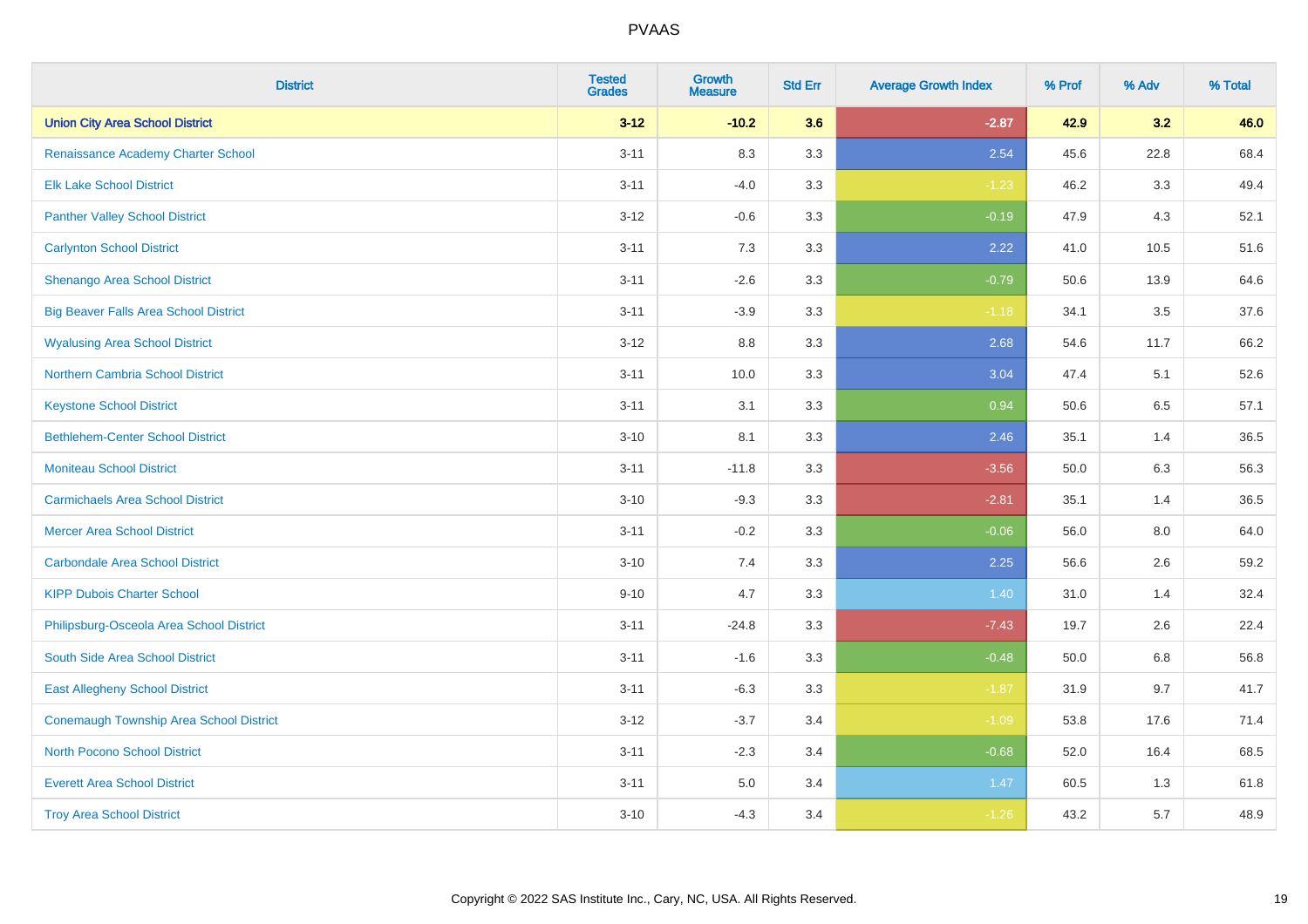# PVAAS

| District | Tested Grades | Growth Measure | Std Err | Average Growth Index | % Prof | % Adv | % Total |
|---|---|---|---|---|---|---|---|
| **Union City Area School District** | **3-12** | **-10.2** | **3.6** | **-2.87** | **42.9** | **3.2** | **46.0** |
| Renaissance Academy Charter School | 3-11 | 8.3 | 3.3 | 2.54 | 45.6 | 22.8 | 68.4 |
| Elk Lake School District | 3-11 | -4.0 | 3.3 | -1.23 | 46.2 | 3.3 | 49.4 |
| Panther Valley School District | 3-12 | -0.6 | 3.3 | -0.19 | 47.9 | 4.3 | 52.1 |
| Carlynton School District | 3-11 | 7.3 | 3.3 | 2.22 | 41.0 | 10.5 | 51.6 |
| Shenango Area School District | 3-11 | -2.6 | 3.3 | -0.79 | 50.6 | 13.9 | 64.6 |
| Big Beaver Falls Area School District | 3-11 | -3.9 | 3.3 | -1.18 | 34.1 | 3.5 | 37.6 |
| Wyalusing Area School District | 3-12 | 8.8 | 3.3 | 2.68 | 54.6 | 11.7 | 66.2 |
| Northern Cambria School District | 3-11 | 10.0 | 3.3 | 3.04 | 47.4 | 5.1 | 52.6 |
| Keystone School District | 3-11 | 3.1 | 3.3 | 0.94 | 50.6 | 6.5 | 57.1 |
| Bethlehem-Center School District | 3-10 | 8.1 | 3.3 | 2.46 | 35.1 | 1.4 | 36.5 |
| Moniteau School District | 3-11 | -11.8 | 3.3 | -3.56 | 50.0 | 6.3 | 56.3 |
| Carmichaels Area School District | 3-10 | -9.3 | 3.3 | -2.81 | 35.1 | 1.4 | 36.5 |
| Mercer Area School District | 3-11 | -0.2 | 3.3 | -0.06 | 56.0 | 8.0 | 64.0 |
| Carbondale Area School District | 3-10 | 7.4 | 3.3 | 2.25 | 56.6 | 2.6 | 59.2 |
| KIPP Dubois Charter School | 9-10 | 4.7 | 3.3 | 1.40 | 31.0 | 1.4 | 32.4 |
| Philipsburg-Osceola Area School District | 3-11 | -24.8 | 3.3 | -7.43 | 19.7 | 2.6 | 22.4 |
| South Side Area School District | 3-11 | -1.6 | 3.3 | -0.48 | 50.0 | 6.8 | 56.8 |
| East Allegheny School District | 3-11 | -6.3 | 3.3 | -1.87 | 31.9 | 9.7 | 41.7 |
| Conemaugh Township Area School District | 3-12 | -3.7 | 3.4 | -1.09 | 53.8 | 17.6 | 71.4 |
| North Pocono School District | 3-11 | -2.3 | 3.4 | -0.68 | 52.0 | 16.4 | 68.5 |
| Everett Area School District | 3-11 | 5.0 | 3.4 | 1.47 | 60.5 | 1.3 | 61.8 |
| Troy Area School District | 3-10 | -4.3 | 3.4 | -1.26 | 43.2 | 5.7 | 48.9 |

Copyright © 2022 SAS Institute Inc., Cary, NC, USA. All Rights Reserved.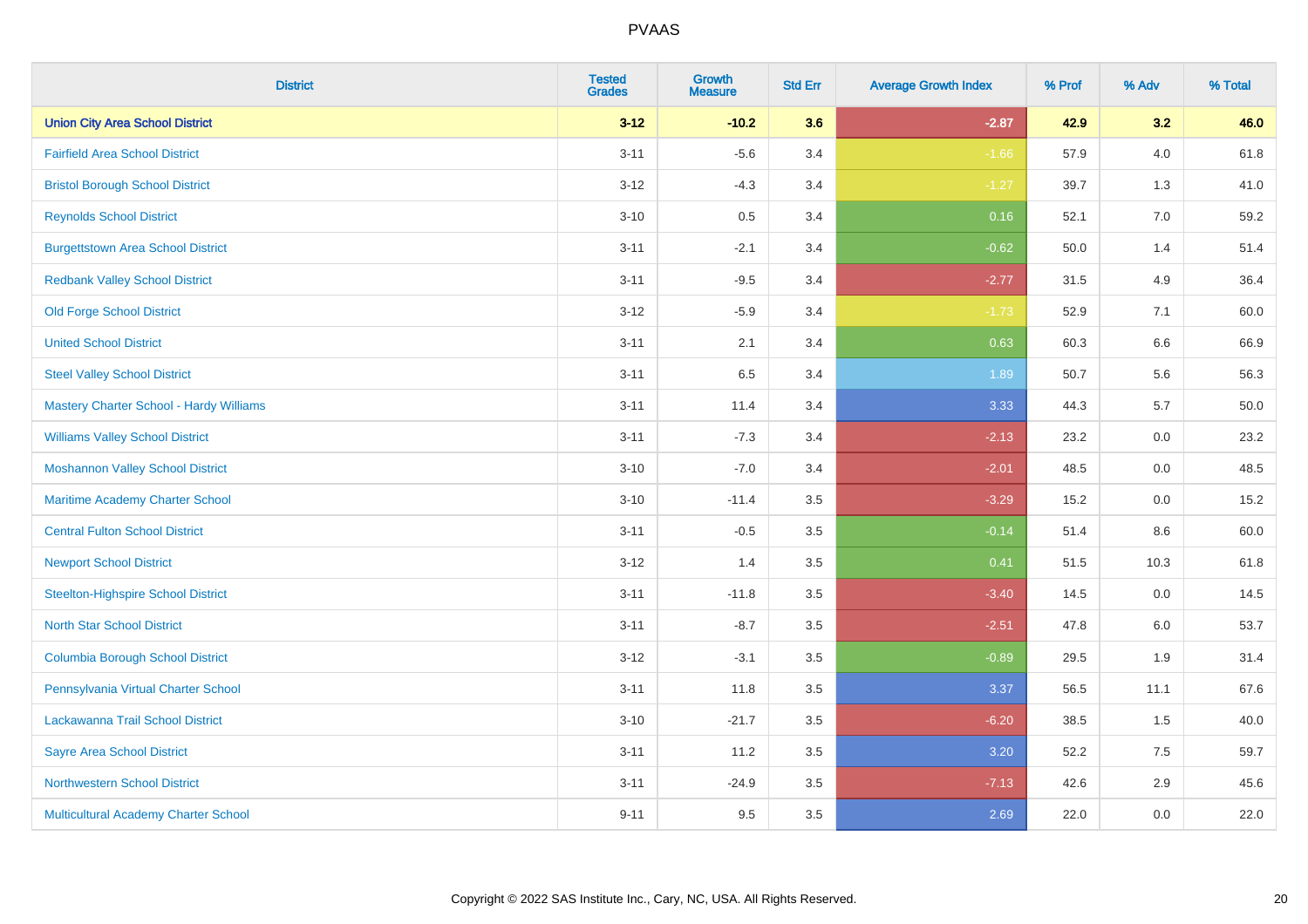# PVAAS

| District | Tested Grades | Growth Measure | Std Err | Average Growth Index | % Prof | % Adv | % Total |
|---|---|---|---|---|---|---|---|
| **Union City Area School District** | **3-12** | **-10.2** | **3.6** | **-2.87** | **42.9** | **3.2** | **46.0** |
| Fairfield Area School District | 3-11 | -5.6 | 3.4 | -1.66 | 57.9 | 4.0 | 61.8 |
| Bristol Borough School District | 3-12 | -4.3 | 3.4 | -1.27 | 39.7 | 1.3 | 41.0 |
| Reynolds School District | 3-10 | 0.5 | 3.4 | 0.16 | 52.1 | 7.0 | 59.2 |
| Burgettstown Area School District | 3-11 | -2.1 | 3.4 | -0.62 | 50.0 | 1.4 | 51.4 |
| Redbank Valley School District | 3-11 | -9.5 | 3.4 | -2.77 | 31.5 | 4.9 | 36.4 |
| Old Forge School District | 3-12 | -5.9 | 3.4 | -1.73 | 52.9 | 7.1 | 60.0 |
| United School District | 3-11 | 2.1 | 3.4 | 0.63 | 60.3 | 6.6 | 66.9 |
| Steel Valley School District | 3-11 | 6.5 | 3.4 | 1.89 | 50.7 | 5.6 | 56.3 |
| Mastery Charter School - Hardy Williams | 3-11 | 11.4 | 3.4 | 3.33 | 44.3 | 5.7 | 50.0 |
| Williams Valley School District | 3-11 | -7.3 | 3.4 | -2.13 | 23.2 | 0.0 | 23.2 |
| Moshannon Valley School District | 3-10 | -7.0 | 3.4 | -2.01 | 48.5 | 0.0 | 48.5 |
| Maritime Academy Charter School | 3-10 | -11.4 | 3.5 | -3.29 | 15.2 | 0.0 | 15.2 |
| Central Fulton School District | 3-11 | -0.5 | 3.5 | -0.14 | 51.4 | 8.6 | 60.0 |
| Newport School District | 3-12 | 1.4 | 3.5 | 0.41 | 51.5 | 10.3 | 61.8 |
| Steelton-Highspire School District | 3-11 | -11.8 | 3.5 | -3.40 | 14.5 | 0.0 | 14.5 |
| North Star School District | 3-11 | -8.7 | 3.5 | -2.51 | 47.8 | 6.0 | 53.7 |
| Columbia Borough School District | 3-12 | -3.1 | 3.5 | -0.89 | 29.5 | 1.9 | 31.4 |
| Pennsylvania Virtual Charter School | 3-11 | 11.8 | 3.5 | 3.37 | 56.5 | 11.1 | 67.6 |
| Lackawanna Trail School District | 3-10 | -21.7 | 3.5 | -6.20 | 38.5 | 1.5 | 40.0 |
| Sayre Area School District | 3-11 | 11.2 | 3.5 | 3.20 | 52.2 | 7.5 | 59.7 |
| Northwestern School District | 3-11 | -24.9 | 3.5 | -7.13 | 42.6 | 2.9 | 45.6 |
| Multicultural Academy Charter School | 9-11 | 9.5 | 3.5 | 2.69 | 22.0 | 0.0 | 22.0 |

Copyright © 2022 SAS Institute Inc., Cary, NC, USA. All Rights Reserved.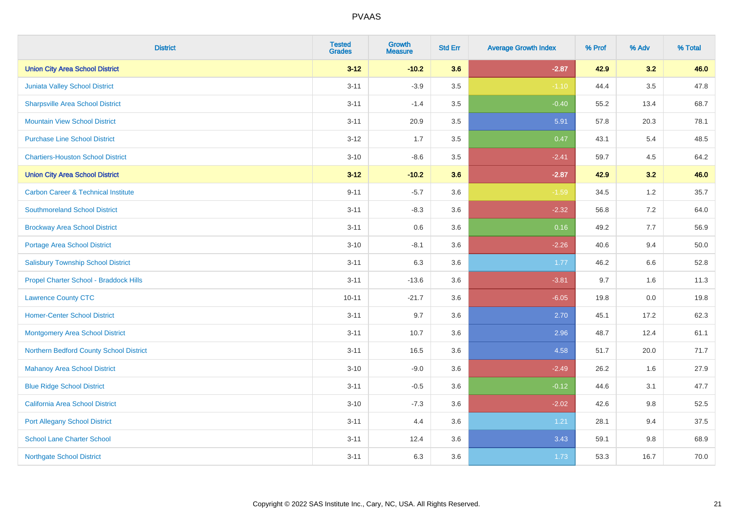# PVAAS

| District | Tested Grades | Growth Measure | Std Err | Average Growth Index | % Prof | % Adv | % Total |
|---|---|---|---|---|---|---|---|
| **Union City Area School District** | **3-12** | **-10.2** | **3.6** | **-2.87** | **42.9** | **3.2** | **46.0** |
| Juniata Valley School District | 3-11 | -3.9 | 3.5 | -1.10 | 44.4 | 3.5 | 47.8 |
| Sharpsville Area School District | 3-11 | -1.4 | 3.5 | -0.40 | 55.2 | 13.4 | 68.7 |
| Mountain View School District | 3-11 | 20.9 | 3.5 | 5.91 | 57.8 | 20.3 | 78.1 |
| Purchase Line School District | 3-12 | 1.7 | 3.5 | 0.47 | 43.1 | 5.4 | 48.5 |
| Chartiers-Houston School District | 3-10 | -8.6 | 3.5 | -2.41 | 59.7 | 4.5 | 64.2 |
| **Union City Area School District** | **3-12** | **-10.2** | **3.6** | **-2.87** | **42.9** | **3.2** | **46.0** |
| Carbon Career & Technical Institute | 9-11 | -5.7 | 3.6 | -1.59 | 34.5 | 1.2 | 35.7 |
| Southmoreland School District | 3-11 | -8.3 | 3.6 | -2.32 | 56.8 | 7.2 | 64.0 |
| Brockway Area School District | 3-11 | 0.6 | 3.6 | 0.16 | 49.2 | 7.7 | 56.9 |
| Portage Area School District | 3-10 | -8.1 | 3.6 | -2.26 | 40.6 | 9.4 | 50.0 |
| Salisbury Township School District | 3-11 | 6.3 | 3.6 | 1.77 | 46.2 | 6.6 | 52.8 |
| Propel Charter School - Braddock Hills | 3-11 | -13.6 | 3.6 | -3.81 | 9.7 | 1.6 | 11.3 |
| Lawrence County CTC | 10-11 | -21.7 | 3.6 | -6.05 | 19.8 | 0.0 | 19.8 |
| Homer-Center School District | 3-11 | 9.7 | 3.6 | 2.70 | 45.1 | 17.2 | 62.3 |
| Montgomery Area School District | 3-11 | 10.7 | 3.6 | 2.96 | 48.7 | 12.4 | 61.1 |
| Northern Bedford County School District | 3-11 | 16.5 | 3.6 | 4.58 | 51.7 | 20.0 | 71.7 |
| Mahanoy Area School District | 3-10 | -9.0 | 3.6 | -2.49 | 26.2 | 1.6 | 27.9 |
| Blue Ridge School District | 3-11 | -0.5 | 3.6 | -0.12 | 44.6 | 3.1 | 47.7 |
| California Area School District | 3-10 | -7.3 | 3.6 | -2.02 | 42.6 | 9.8 | 52.5 |
| Port Allegany School District | 3-11 | 4.4 | 3.6 | 1.21 | 28.1 | 9.4 | 37.5 |
| School Lane Charter School | 3-11 | 12.4 | 3.6 | 3.43 | 59.1 | 9.8 | 68.9 |
| Northgate School District | 3-11 | 6.3 | 3.6 | 1.73 | 53.3 | 16.7 | 70.0 |

Copyright © 2022 SAS Institute Inc., Cary, NC, USA. All Rights Reserved.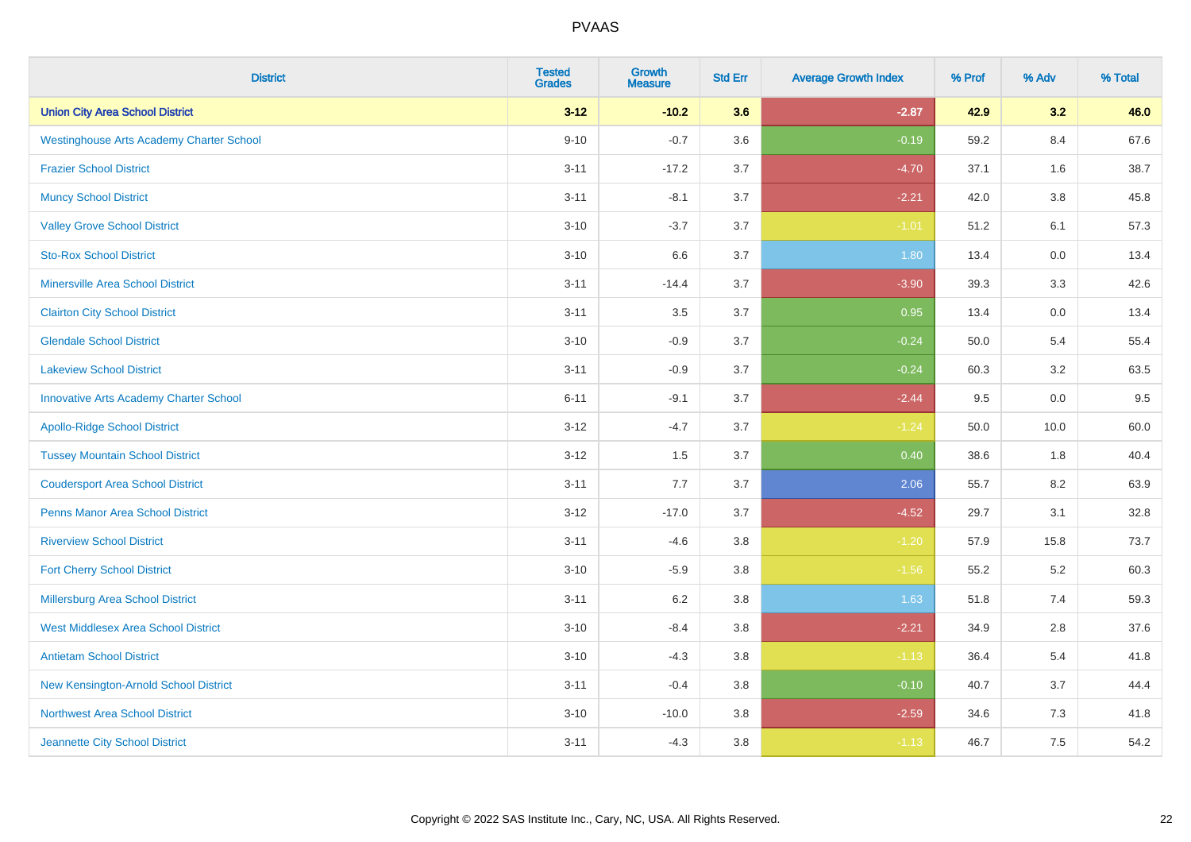| District | Tested Grades | Growth Measure | Std Err | Average Growth Index | % Prof | % Adv | % Total |
|---|---|---|---|---|---|---|---|
| **Union City Area School District** | **3-12** | **-10.2** | **3.6** | **-2.87** | **42.9** | **3.2** | **46.0** |
| Westinghouse Arts Academy Charter School | 9-10 | -0.7 | 3.6 | -0.19 | 59.2 | 8.4 | 67.6 |
| Frazier School District | 3-11 | -17.2 | 3.7 | -4.70 | 37.1 | 1.6 | 38.7 |
| Muncy School District | 3-11 | -8.1 | 3.7 | -2.21 | 42.0 | 3.8 | 45.8 |
| Valley Grove School District | 3-10 | -3.7 | 3.7 | -1.01 | 51.2 | 6.1 | 57.3 |
| Sto-Rox School District | 3-10 | 6.6 | 3.7 | 1.80 | 13.4 | 0.0 | 13.4 |
| Minersville Area School District | 3-11 | -14.4 | 3.7 | -3.90 | 39.3 | 3.3 | 42.6 |
| Clairton City School District | 3-11 | 3.5 | 3.7 | 0.95 | 13.4 | 0.0 | 13.4 |
| Glendale School District | 3-10 | -0.9 | 3.7 | -0.24 | 50.0 | 5.4 | 55.4 |
| Lakeview School District | 3-11 | -0.9 | 3.7 | -0.24 | 60.3 | 3.2 | 63.5 |
| Innovative Arts Academy Charter School | 6-11 | -9.1 | 3.7 | -2.44 | 9.5 | 0.0 | 9.5 |
| Apollo-Ridge School District | 3-12 | -4.7 | 3.7 | -1.24 | 50.0 | 10.0 | 60.0 |
| Tussey Mountain School District | 3-12 | 1.5 | 3.7 | 0.40 | 38.6 | 1.8 | 40.4 |
| Coudersport Area School District | 3-11 | 7.7 | 3.7 | 2.06 | 55.7 | 8.2 | 63.9 |
| Penns Manor Area School District | 3-12 | -17.0 | 3.7 | -4.52 | 29.7 | 3.1 | 32.8 |
| Riverview School District | 3-11 | -4.6 | 3.8 | -1.20 | 57.9 | 15.8 | 73.7 |
| Fort Cherry School District | 3-10 | -5.9 | 3.8 | -1.56 | 55.2 | 5.2 | 60.3 |
| Millersburg Area School District | 3-11 | 6.2 | 3.8 | 1.63 | 51.8 | 7.4 | 59.3 |
| West Middlesex Area School District | 3-10 | -8.4 | 3.8 | -2.21 | 34.9 | 2.8 | 37.6 |
| Antietam School District | 3-10 | -4.3 | 3.8 | -1.13 | 36.4 | 5.4 | 41.8 |
| New Kensington-Arnold School District | 3-11 | -0.4 | 3.8 | -0.10 | 40.7 | 3.7 | 44.4 |
| Northwest Area School District | 3-10 | -10.0 | 3.8 | -2.59 | 34.6 | 7.3 | 41.8 |
| Jeannette City School District | 3-11 | -4.3 | 3.8 | -1.13 | 46.7 | 7.5 | 54.2 |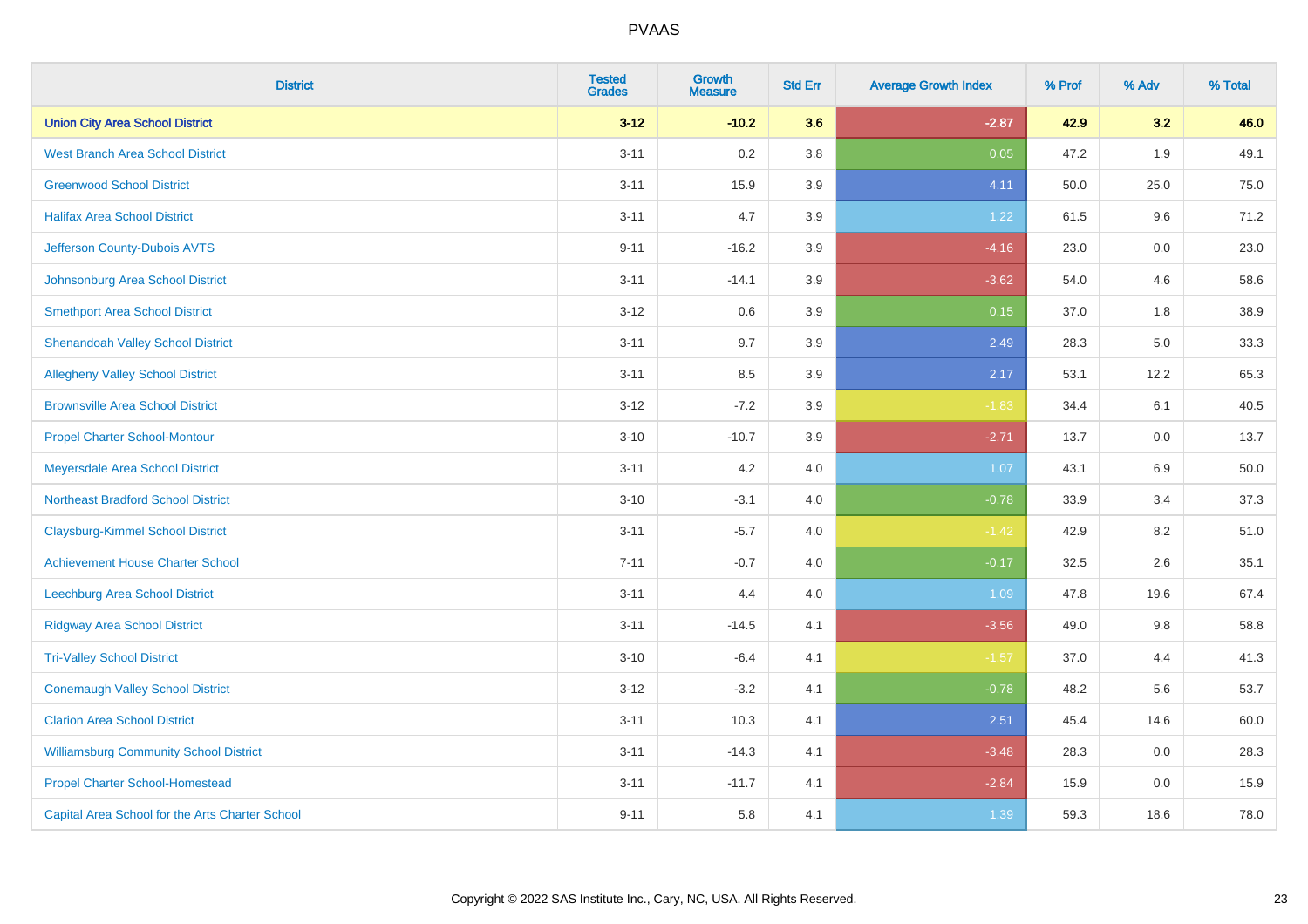# PVAAS

| District | Tested Grades | Growth Measure | Std Err | Average Growth Index | % Prof | % Adv | % Total |
|---|---|---|---|---|---|---|---|
| **Union City Area School District** | **3-12** | **-10.2** | **3.6** | **-2.87** | **42.9** | **3.2** | **46.0** |
| West Branch Area School District | 3-11 | 0.2 | 3.8 | 0.05 | 47.2 | 1.9 | 49.1 |
| Greenwood School District | 3-11 | 15.9 | 3.9 | 4.11 | 50.0 | 25.0 | 75.0 |
| Halifax Area School District | 3-11 | 4.7 | 3.9 | 1.22 | 61.5 | 9.6 | 71.2 |
| Jefferson County-Dubois AVTS | 9-11 | -16.2 | 3.9 | -4.16 | 23.0 | 0.0 | 23.0 |
| Johnsonburg Area School District | 3-11 | -14.1 | 3.9 | -3.62 | 54.0 | 4.6 | 58.6 |
| Smethport Area School District | 3-12 | 0.6 | 3.9 | 0.15 | 37.0 | 1.8 | 38.9 |
| Shenandoah Valley School District | 3-11 | 9.7 | 3.9 | 2.49 | 28.3 | 5.0 | 33.3 |
| Allegheny Valley School District | 3-11 | 8.5 | 3.9 | 2.17 | 53.1 | 12.2 | 65.3 |
| Brownsville Area School District | 3-12 | -7.2 | 3.9 | -1.83 | 34.4 | 6.1 | 40.5 |
| Propel Charter School-Montour | 3-10 | -10.7 | 3.9 | -2.71 | 13.7 | 0.0 | 13.7 |
| Meyersdale Area School District | 3-11 | 4.2 | 4.0 | 1.07 | 43.1 | 6.9 | 50.0 |
| Northeast Bradford School District | 3-10 | -3.1 | 4.0 | -0.78 | 33.9 | 3.4 | 37.3 |
| Claysburg-Kimmel School District | 3-11 | -5.7 | 4.0 | -1.42 | 42.9 | 8.2 | 51.0 |
| Achievement House Charter School | 7-11 | -0.7 | 4.0 | -0.17 | 32.5 | 2.6 | 35.1 |
| Leechburg Area School District | 3-11 | 4.4 | 4.0 | 1.09 | 47.8 | 19.6 | 67.4 |
| Ridgway Area School District | 3-11 | -14.5 | 4.1 | -3.56 | 49.0 | 9.8 | 58.8 |
| Tri-Valley School District | 3-10 | -6.4 | 4.1 | -1.57 | 37.0 | 4.4 | 41.3 |
| Conemaugh Valley School District | 3-12 | -3.2 | 4.1 | -0.78 | 48.2 | 5.6 | 53.7 |
| Clarion Area School District | 3-11 | 10.3 | 4.1 | 2.51 | 45.4 | 14.6 | 60.0 |
| Williamsburg Community School District | 3-11 | -14.3 | 4.1 | -3.48 | 28.3 | 0.0 | 28.3 |
| Propel Charter School-Homestead | 3-11 | -11.7 | 4.1 | -2.84 | 15.9 | 0.0 | 15.9 |
| Capital Area School for the Arts Charter School | 9-11 | 5.8 | 4.1 | 1.39 | 59.3 | 18.6 | 78.0 |

Copyright © 2022 SAS Institute Inc., Cary, NC, USA. All Rights Reserved.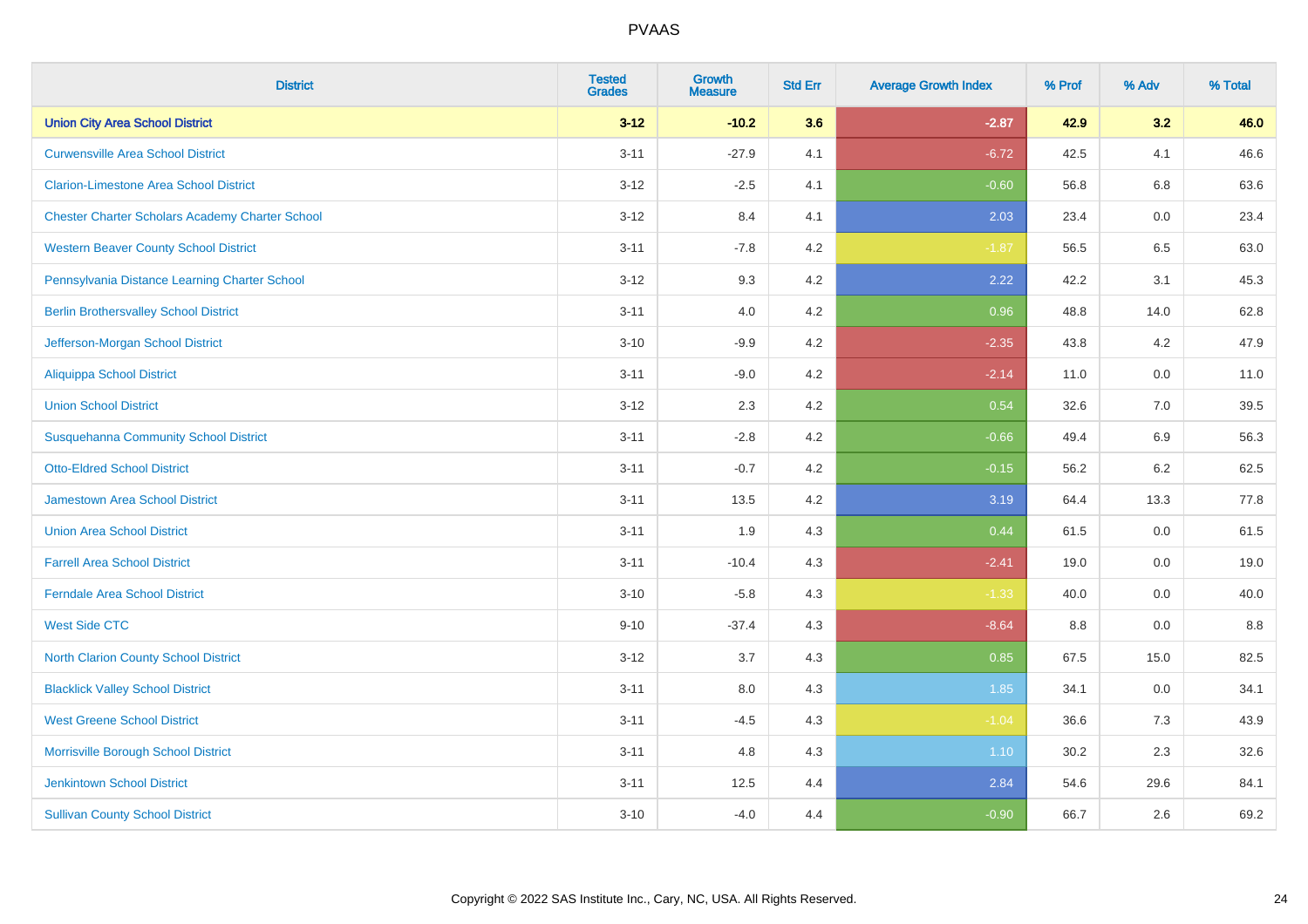# PVAAS

| District | Tested Grades | Growth Measure | Std Err | Average Growth Index | % Prof | % Adv | % Total |
|---|---|---|---|---|---|---|---|
| **Union City Area School District** | **3-12** | **-10.2** | **3.6** | **-2.87** | **42.9** | **3.2** | **46.0** |
| Curwensville Area School District | 3-11 | -27.9 | 4.1 | -6.72 | 42.5 | 4.1 | 46.6 |
| Clarion-Limestone Area School District | 3-12 | -2.5 | 4.1 | -0.60 | 56.8 | 6.8 | 63.6 |
| Chester Charter Scholars Academy Charter School | 3-12 | 8.4 | 4.1 | 2.03 | 23.4 | 0.0 | 23.4 |
| Western Beaver County School District | 3-11 | -7.8 | 4.2 | -1.87 | 56.5 | 6.5 | 63.0 |
| Pennsylvania Distance Learning Charter School | 3-12 | 9.3 | 4.2 | 2.22 | 42.2 | 3.1 | 45.3 |
| Berlin Brothersvalley School District | 3-11 | 4.0 | 4.2 | 0.96 | 48.8 | 14.0 | 62.8 |
| Jefferson-Morgan School District | 3-10 | -9.9 | 4.2 | -2.35 | 43.8 | 4.2 | 47.9 |
| Aliquippa School District | 3-11 | -9.0 | 4.2 | -2.14 | 11.0 | 0.0 | 11.0 |
| Union School District | 3-12 | 2.3 | 4.2 | 0.54 | 32.6 | 7.0 | 39.5 |
| Susquehanna Community School District | 3-11 | -2.8 | 4.2 | -0.66 | 49.4 | 6.9 | 56.3 |
| Otto-Eldred School District | 3-11 | -0.7 | 4.2 | -0.15 | 56.2 | 6.2 | 62.5 |
| Jamestown Area School District | 3-11 | 13.5 | 4.2 | 3.19 | 64.4 | 13.3 | 77.8 |
| Union Area School District | 3-11 | 1.9 | 4.3 | 0.44 | 61.5 | 0.0 | 61.5 |
| Farrell Area School District | 3-11 | -10.4 | 4.3 | -2.41 | 19.0 | 0.0 | 19.0 |
| Ferndale Area School District | 3-10 | -5.8 | 4.3 | -1.33 | 40.0 | 0.0 | 40.0 |
| West Side CTC | 9-10 | -37.4 | 4.3 | -8.64 | 8.8 | 0.0 | 8.8 |
| North Clarion County School District | 3-12 | 3.7 | 4.3 | 0.85 | 67.5 | 15.0 | 82.5 |
| Blacklick Valley School District | 3-11 | 8.0 | 4.3 | 1.85 | 34.1 | 0.0 | 34.1 |
| West Greene School District | 3-11 | -4.5 | 4.3 | -1.04 | 36.6 | 7.3 | 43.9 |
| Morrisville Borough School District | 3-11 | 4.8 | 4.3 | 1.10 | 30.2 | 2.3 | 32.6 |
| Jenkintown School District | 3-11 | 12.5 | 4.4 | 2.84 | 54.6 | 29.6 | 84.1 |
| Sullivan County School District | 3-10 | -4.0 | 4.4 | -0.90 | 66.7 | 2.6 | 69.2 |

Copyright © 2022 SAS Institute Inc., Cary, NC, USA. All Rights Reserved.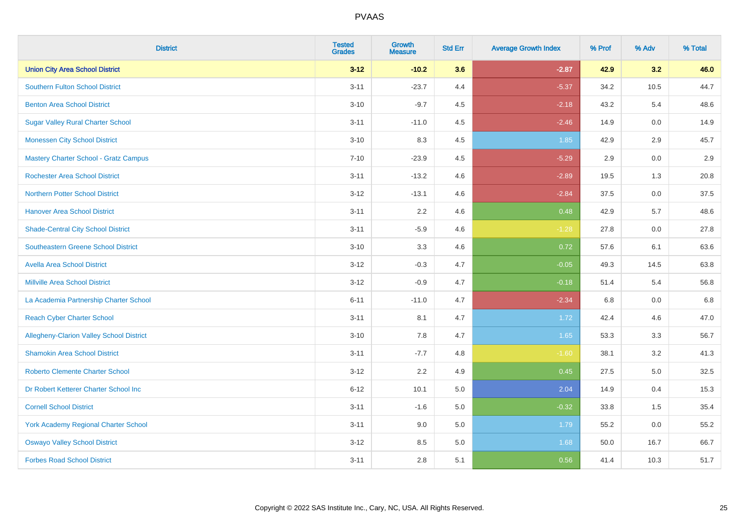PVAAS

| District | Tested Grades | Growth Measure | Std Err | Average Growth Index | % Prof | % Adv | % Total |
|---|---|---|---|---|---|---|---|
| **Union City Area School District** | **3-12** | **-10.2** | **3.6** | **-2.87** | **42.9** | **3.2** | **46.0** |
| Southern Fulton School District | 3-11 | -23.7 | 4.4 | -5.37 | 34.2 | 10.5 | 44.7 |
| Benton Area School District | 3-10 | -9.7 | 4.5 | -2.18 | 43.2 | 5.4 | 48.6 |
| Sugar Valley Rural Charter School | 3-11 | -11.0 | 4.5 | -2.46 | 14.9 | 0.0 | 14.9 |
| Monessen City School District | 3-10 | 8.3 | 4.5 | 1.85 | 42.9 | 2.9 | 45.7 |
| Mastery Charter School - Gratz Campus | 7-10 | -23.9 | 4.5 | -5.29 | 2.9 | 0.0 | 2.9 |
| Rochester Area School District | 3-11 | -13.2 | 4.6 | -2.89 | 19.5 | 1.3 | 20.8 |
| Northern Potter School District | 3-12 | -13.1 | 4.6 | -2.84 | 37.5 | 0.0 | 37.5 |
| Hanover Area School District | 3-11 | 2.2 | 4.6 | 0.48 | 42.9 | 5.7 | 48.6 |
| Shade-Central City School District | 3-11 | -5.9 | 4.6 | -1.28 | 27.8 | 0.0 | 27.8 |
| Southeastern Greene School District | 3-10 | 3.3 | 4.6 | 0.72 | 57.6 | 6.1 | 63.6 |
| Avella Area School District | 3-12 | -0.3 | 4.7 | -0.05 | 49.3 | 14.5 | 63.8 |
| Millville Area School District | 3-12 | -0.9 | 4.7 | -0.18 | 51.4 | 5.4 | 56.8 |
| La Academia Partnership Charter School | 6-11 | -11.0 | 4.7 | -2.34 | 6.8 | 0.0 | 6.8 |
| Reach Cyber Charter School | 3-11 | 8.1 | 4.7 | 1.72 | 42.4 | 4.6 | 47.0 |
| Allegheny-Clarion Valley School District | 3-10 | 7.8 | 4.7 | 1.65 | 53.3 | 3.3 | 56.7 |
| Shamokin Area School District | 3-11 | -7.7 | 4.8 | -1.60 | 38.1 | 3.2 | 41.3 |
| Roberto Clemente Charter School | 3-12 | 2.2 | 4.9 | 0.45 | 27.5 | 5.0 | 32.5 |
| Dr Robert Ketterer Charter School Inc | 6-12 | 10.1 | 5.0 | 2.04 | 14.9 | 0.4 | 15.3 |
| Cornell School District | 3-11 | -1.6 | 5.0 | -0.32 | 33.8 | 1.5 | 35.4 |
| York Academy Regional Charter School | 3-11 | 9.0 | 5.0 | 1.79 | 55.2 | 0.0 | 55.2 |
| Oswayo Valley School District | 3-12 | 8.5 | 5.0 | 1.68 | 50.0 | 16.7 | 66.7 |
| Forbes Road School District | 3-11 | 2.8 | 5.1 | 0.56 | 41.4 | 10.3 | 51.7 |

Copyright © 2022 SAS Institute Inc., Cary, NC, USA. All Rights Reserved.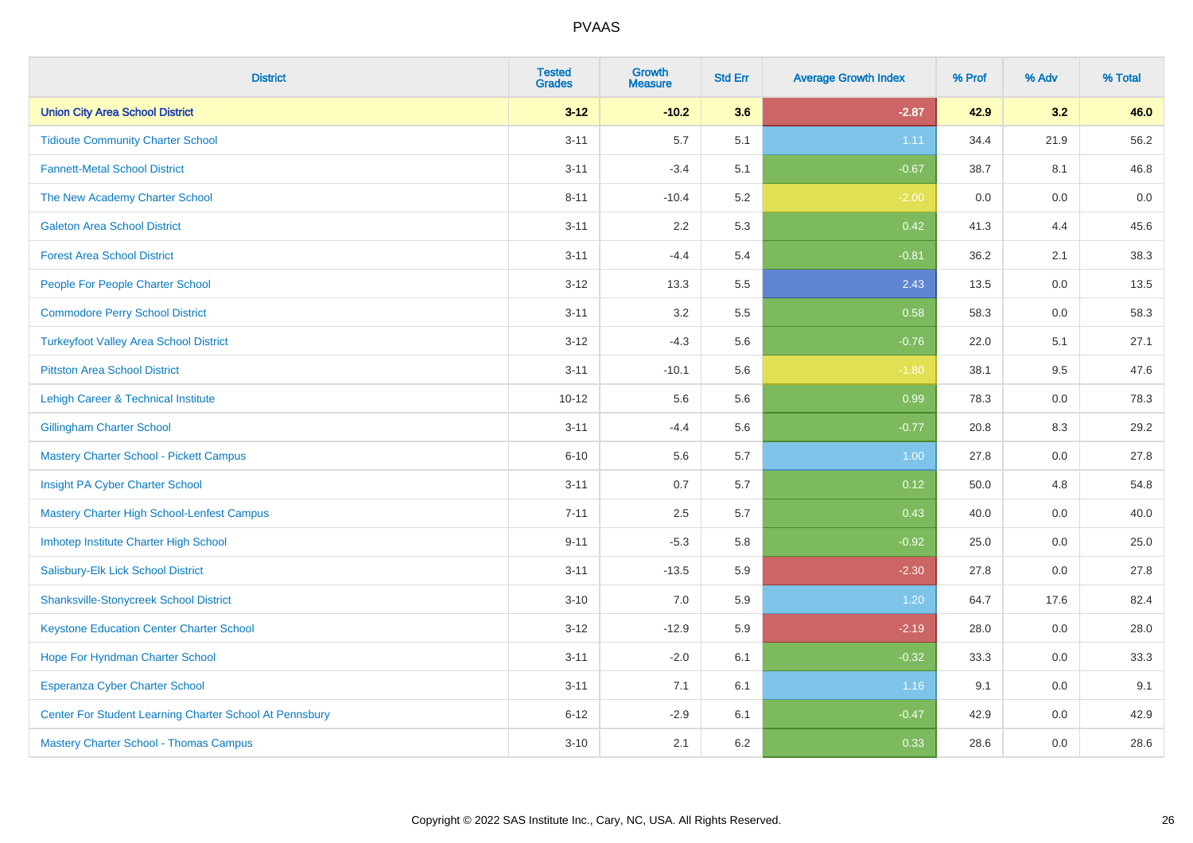# PVAAS

| District | Tested Grades | Growth Measure | Std Err | Average Growth Index | % Prof | % Adv | % Total |
|---|---|---|---|---|---|---|---|
| **Union City Area School District** | **3-12** | **-10.2** | **3.6** | **-2.87** | **42.9** | **3.2** | **46.0** |
| Tidioute Community Charter School | 3-11 | 5.7 | 5.1 | 1.11 | 34.4 | 21.9 | 56.2 |
| Fannett-Metal School District | 3-11 | -3.4 | 5.1 | -0.67 | 38.7 | 8.1 | 46.8 |
| The New Academy Charter School | 8-11 | -10.4 | 5.2 | -2.00 | 0.0 | 0.0 | 0.0 |
| Galeton Area School District | 3-11 | 2.2 | 5.3 | 0.42 | 41.3 | 4.4 | 45.6 |
| Forest Area School District | 3-11 | -4.4 | 5.4 | -0.81 | 36.2 | 2.1 | 38.3 |
| People For People Charter School | 3-12 | 13.3 | 5.5 | 2.43 | 13.5 | 0.0 | 13.5 |
| Commodore Perry School District | 3-11 | 3.2 | 5.5 | 0.58 | 58.3 | 0.0 | 58.3 |
| Turkeyfoot Valley Area School District | 3-12 | -4.3 | 5.6 | -0.76 | 22.0 | 5.1 | 27.1 |
| Pittston Area School District | 3-11 | -10.1 | 5.6 | -1.80 | 38.1 | 9.5 | 47.6 |
| Lehigh Career & Technical Institute | 10-12 | 5.6 | 5.6 | 0.99 | 78.3 | 0.0 | 78.3 |
| Gillingham Charter School | 3-11 | -4.4 | 5.6 | -0.77 | 20.8 | 8.3 | 29.2 |
| Mastery Charter School - Pickett Campus | 6-10 | 5.6 | 5.7 | 1.00 | 27.8 | 0.0 | 27.8 |
| Insight PA Cyber Charter School | 3-11 | 0.7 | 5.7 | 0.12 | 50.0 | 4.8 | 54.8 |
| Mastery Charter High School-Lenfest Campus | 7-11 | 2.5 | 5.7 | 0.43 | 40.0 | 0.0 | 40.0 |
| Imhotep Institute Charter High School | 9-11 | -5.3 | 5.8 | -0.92 | 25.0 | 0.0 | 25.0 |
| Salisbury-Elk Lick School District | 3-11 | -13.5 | 5.9 | -2.30 | 27.8 | 0.0 | 27.8 |
| Shanksville-Stonycreek School District | 3-10 | 7.0 | 5.9 | 1.20 | 64.7 | 17.6 | 82.4 |
| Keystone Education Center Charter School | 3-12 | -12.9 | 5.9 | -2.19 | 28.0 | 0.0 | 28.0 |
| Hope For Hyndman Charter School | 3-11 | -2.0 | 6.1 | -0.32 | 33.3 | 0.0 | 33.3 |
| Esperanza Cyber Charter School | 3-11 | 7.1 | 6.1 | 1.16 | 9.1 | 0.0 | 9.1 |
| Center For Student Learning Charter School At Pennsbury | 6-12 | -2.9 | 6.1 | -0.47 | 42.9 | 0.0 | 42.9 |
| Mastery Charter School - Thomas Campus | 3-10 | 2.1 | 6.2 | 0.33 | 28.6 | 0.0 | 28.6 |

Copyright © 2022 SAS Institute Inc., Cary, NC, USA. All Rights Reserved.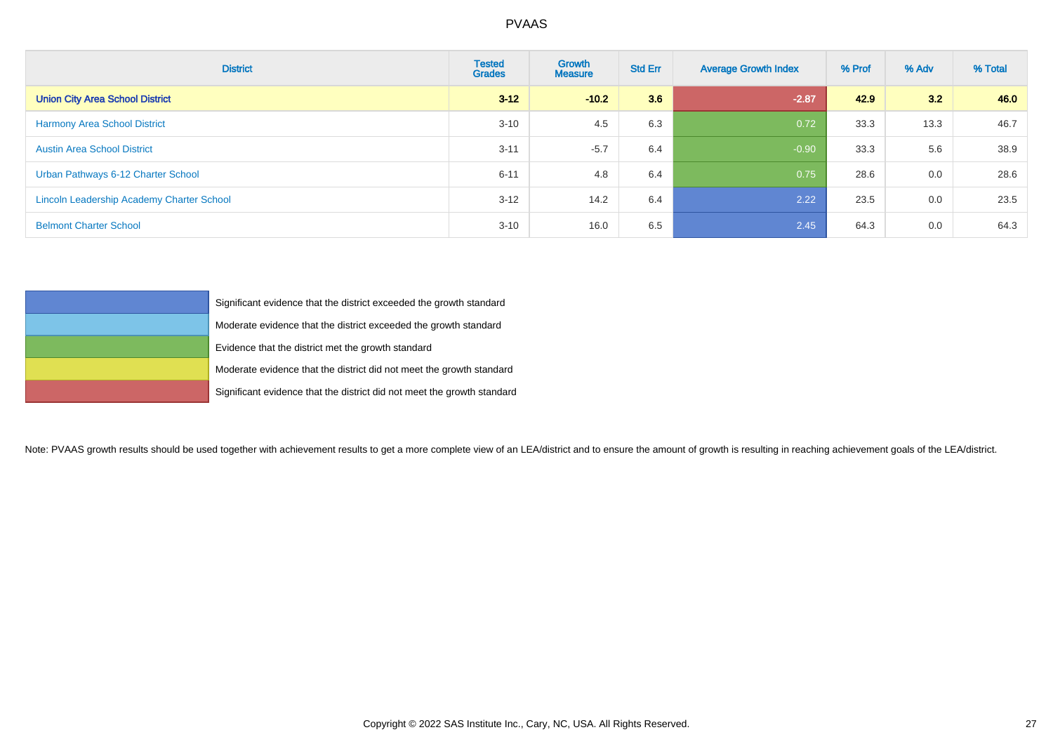# PVAAS

| District | Tested Grades | Growth Measure | Std Err | Average Growth Index | % Prof | % Adv | % Total |
|---|---|---|---|---|---|---|---|
| **Union City Area School District** | **3-12** | **-10.2** | **3.6** | **-2.87** | **42.9** | **3.2** | **46.0** |
| Harmony Area School District | 3-10 | 4.5 | 6.3 | 0.72 | 33.3 | 13.3 | 46.7 |
| Austin Area School District | 3-11 | -5.7 | 6.4 | -0.90 | 33.3 | 5.6 | 38.9 |
| Urban Pathways 6-12 Charter School | 6-11 | 4.8 | 6.4 | 0.75 | 28.6 | 0.0 | 28.6 |
| Lincoln Leadership Academy Charter School | 3-12 | 14.2 | 6.4 | 2.22 | 23.5 | 0.0 | 23.5 |
| Belmont Charter School | 3-10 | 16.0 | 6.5 | 2.45 | 64.3 | 0.0 | 64.3 |

- Significant evidence that the district exceeded the growth standard
- Moderate evidence that the district exceeded the growth standard
- Evidence that the district met the growth standard
- Moderate evidence that the district did not meet the growth standard
- Significant evidence that the district did not meet the growth standard

Note: PVAAS growth results should be used together with achievement results to get a more complete view of an LEA/district and to ensure the amount of growth is resulting in reaching achievement goals of the LEA/district.

Copyright © 2022 SAS Institute Inc., Cary, NC, USA. All Rights Reserved.